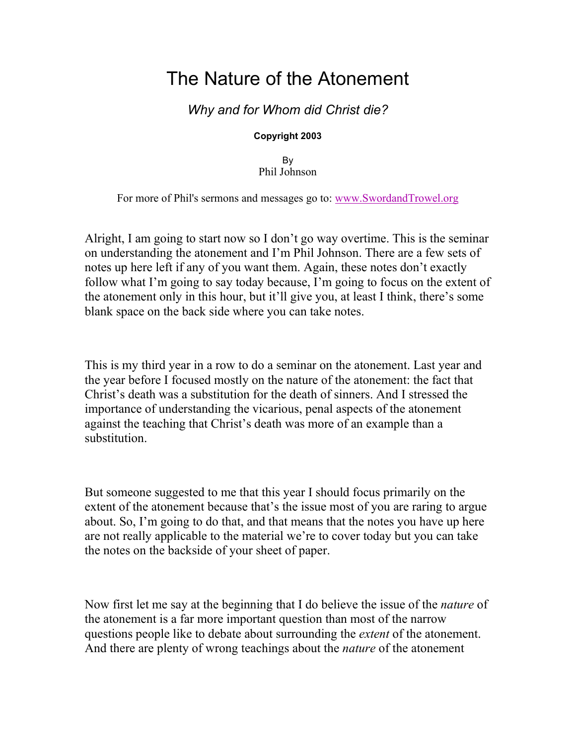# The Nature of the Atonement

*Why and for Whom did Christ die?*

**Copyright 2003**

By
Phil Johnson

For more of Phil's sermons and messages go to: [www.SwordandTrowel.org](http://www.SwordandTrowel.org)

Alright, I am going to start now so I don't go way overtime. This is the seminar on understanding the atonement and I'm Phil Johnson. There are a few sets of notes up here left if any of you want them. Again, these notes don't exactly follow what I'm going to say today because, I'm going to focus on the extent of the atonement only in this hour, but it'll give you, at least I think, there's some blank space on the back side where you can take notes.

This is my third year in a row to do a seminar on the atonement. Last year and the year before I focused mostly on the nature of the atonement: the fact that Christ's death was a substitution for the death of sinners. And I stressed the importance of understanding the vicarious, penal aspects of the atonement against the teaching that Christ's death was more of an example than a substitution.

But someone suggested to me that this year I should focus primarily on the extent of the atonement because that's the issue most of you are raring to argue about. So, I'm going to do that, and that means that the notes you have up here are not really applicable to the material we're to cover today but you can take the notes on the backside of your sheet of paper.

Now first let me say at the beginning that I do believe the issue of the *nature* of the atonement is a far more important question than most of the narrow questions people like to debate about surrounding the *extent* of the atonement. And there are plenty of wrong teachings about the *nature* of the atonement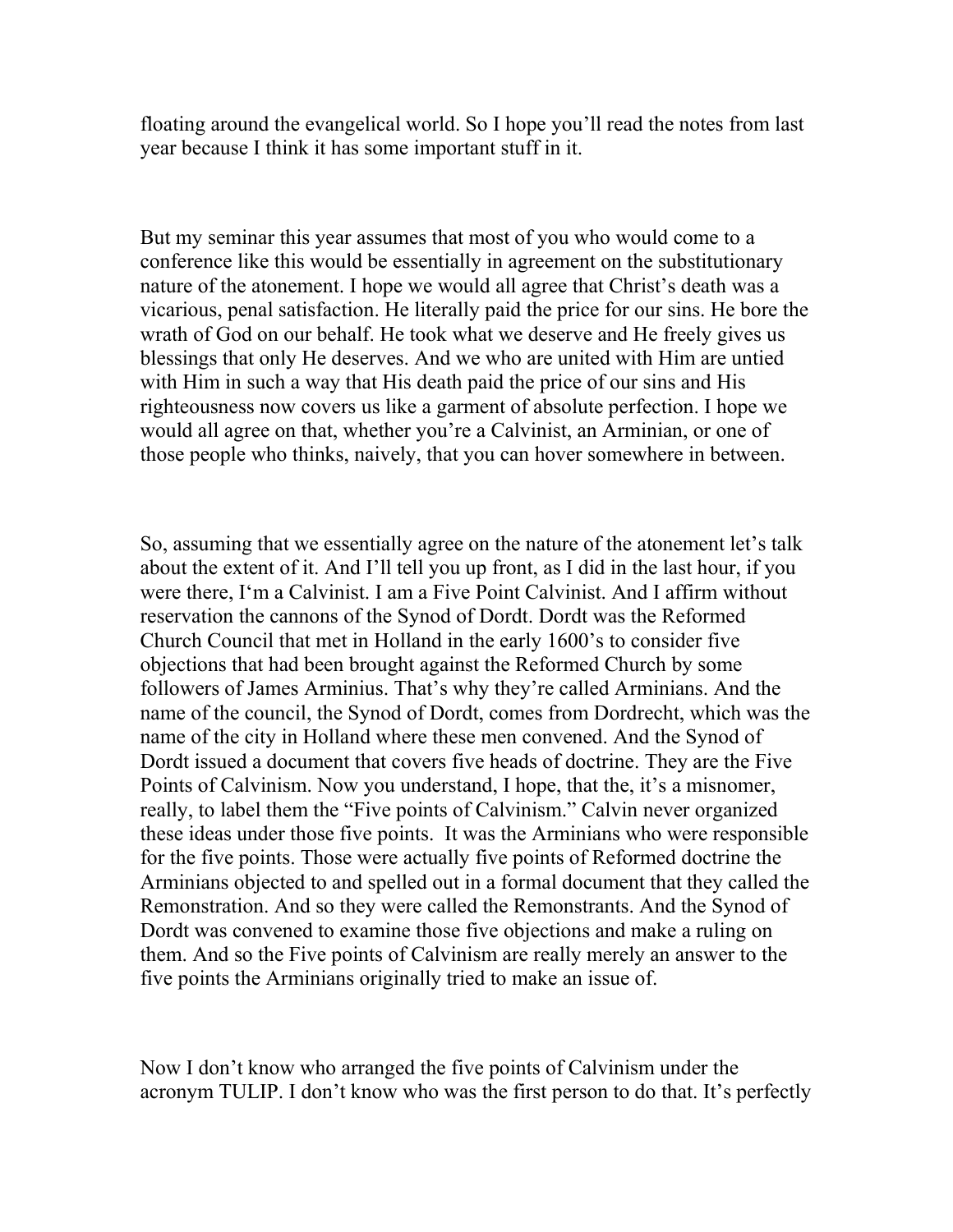floating around the evangelical world. So I hope you'll read the notes from last year because I think it has some important stuff in it.

But my seminar this year assumes that most of you who would come to a conference like this would be essentially in agreement on the substitutionary nature of the atonement. I hope we would all agree that Christ's death was a vicarious, penal satisfaction. He literally paid the price for our sins. He bore the wrath of God on our behalf. He took what we deserve and He freely gives us blessings that only He deserves. And we who are united with Him are untied with Him in such a way that His death paid the price of our sins and His righteousness now covers us like a garment of absolute perfection. I hope we would all agree on that, whether you're a Calvinist, an Arminian, or one of those people who thinks, naively, that you can hover somewhere in between.

So, assuming that we essentially agree on the nature of the atonement let's talk about the extent of it. And I'll tell you up front, as I did in the last hour, if you were there, I'm a Calvinist. I am a Five Point Calvinist. And I affirm without reservation the cannons of the Synod of Dordt. Dordt was the Reformed Church Council that met in Holland in the early 1600's to consider five objections that had been brought against the Reformed Church by some followers of James Arminius. That's why they're called Arminians. And the name of the council, the Synod of Dordt, comes from Dordrecht, which was the name of the city in Holland where these men convened. And the Synod of Dordt issued a document that covers five heads of doctrine. They are the Five Points of Calvinism. Now you understand, I hope, that the, it's a misnomer, really, to label them the "Five points of Calvinism." Calvin never organized these ideas under those five points. It was the Arminians who were responsible for the five points. Those were actually five points of Reformed doctrine the Arminians objected to and spelled out in a formal document that they called the Remonstration. And so they were called the Remonstrants. And the Synod of Dordt was convened to examine those five objections and make a ruling on them. And so the Five points of Calvinism are really merely an answer to the five points the Arminians originally tried to make an issue of.

Now I don't know who arranged the five points of Calvinism under the acronym TULIP. I don't know who was the first person to do that. It's perfectly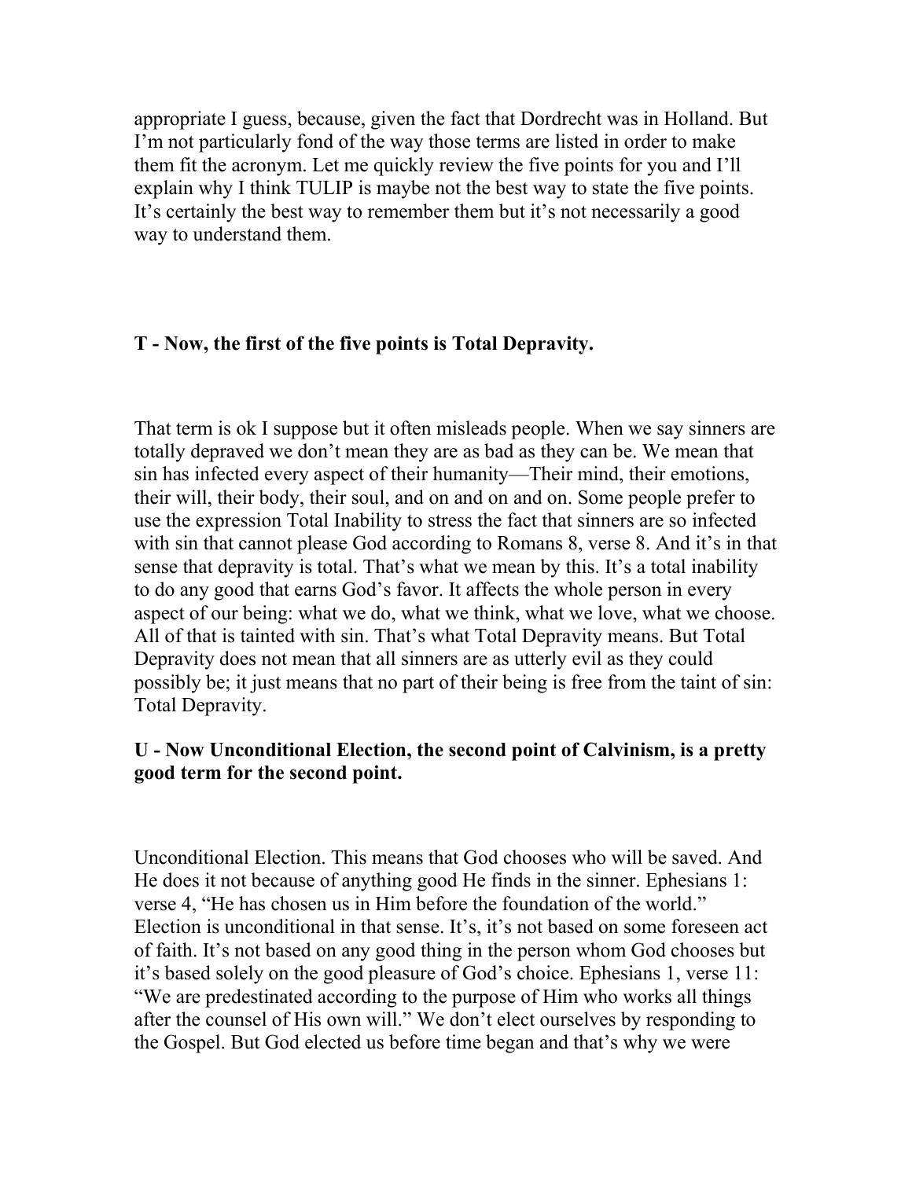appropriate I guess, because, given the fact that Dordrecht was in Holland. But I'm not particularly fond of the way those terms are listed in order to make them fit the acronym. Let me quickly review the five points for you and I'll explain why I think TULIP is maybe not the best way to state the five points. It's certainly the best way to remember them but it's not necessarily a good way to understand them.

**T - Now, the first of the five points is Total Depravity.**

That term is ok I suppose but it often misleads people. When we say sinners are totally depraved we don't mean they are as bad as they can be. We mean that sin has infected every aspect of their humanity—Their mind, their emotions, their will, their body, their soul, and on and on and on. Some people prefer to use the expression Total Inability to stress the fact that sinners are so infected with sin that cannot please God according to Romans 8, verse 8. And it's in that sense that depravity is total. That's what we mean by this. It's a total inability to do any good that earns God's favor. It affects the whole person in every aspect of our being: what we do, what we think, what we love, what we choose. All of that is tainted with sin. That's what Total Depravity means. But Total Depravity does not mean that all sinners are as utterly evil as they could possibly be; it just means that no part of their being is free from the taint of sin: Total Depravity.

**U - Now Unconditional Election, the second point of Calvinism, is a pretty good term for the second point.**

Unconditional Election. This means that God chooses who will be saved. And He does it not because of anything good He finds in the sinner. Ephesians 1: verse 4, "He has chosen us in Him before the foundation of the world." Election is unconditional in that sense. It's, it's not based on some foreseen act of faith. It's not based on any good thing in the person whom God chooses but it's based solely on the good pleasure of God's choice. Ephesians 1, verse 11: "We are predestinated according to the purpose of Him who works all things after the counsel of His own will." We don't elect ourselves by responding to the Gospel. But God elected us before time began and that's why we were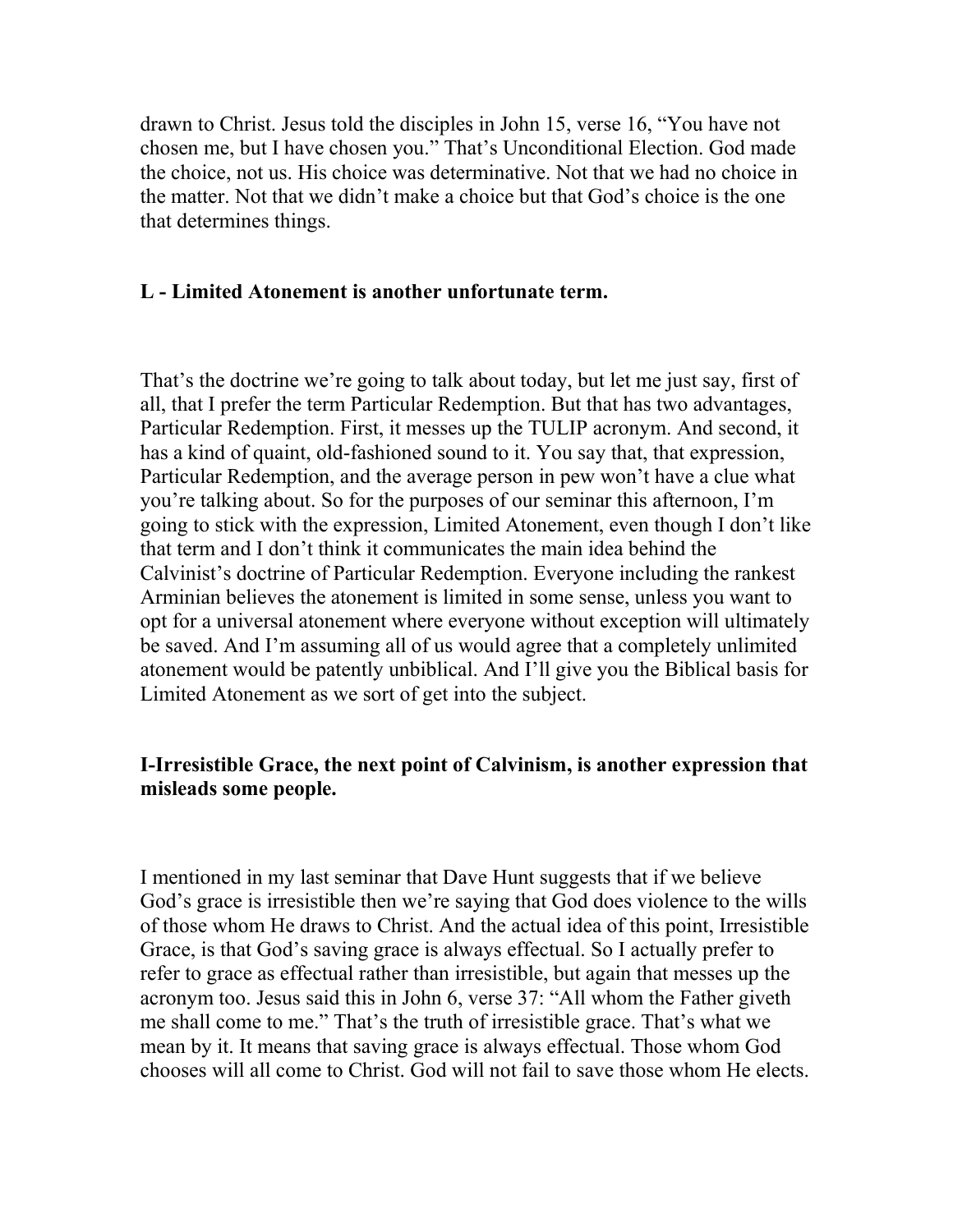drawn to Christ. Jesus told the disciples in John 15, verse 16, "You have not chosen me, but I have chosen you." That's Unconditional Election. God made the choice, not us. His choice was determinative. Not that we had no choice in the matter. Not that we didn't make a choice but that God's choice is the one that determines things.

**L - Limited Atonement is another unfortunate term.**

That's the doctrine we're going to talk about today, but let me just say, first of all, that I prefer the term Particular Redemption. But that has two advantages, Particular Redemption. First, it messes up the TULIP acronym. And second, it has a kind of quaint, old-fashioned sound to it. You say that, that expression, Particular Redemption, and the average person in pew won't have a clue what you're talking about. So for the purposes of our seminar this afternoon, I'm going to stick with the expression, Limited Atonement, even though I don't like that term and I don't think it communicates the main idea behind the Calvinist's doctrine of Particular Redemption. Everyone including the rankest Arminian believes the atonement is limited in some sense, unless you want to opt for a universal atonement where everyone without exception will ultimately be saved. And I'm assuming all of us would agree that a completely unlimited atonement would be patently unbiblical. And I'll give you the Biblical basis for Limited Atonement as we sort of get into the subject.

**I-Irresistible Grace, the next point of Calvinism, is another expression that misleads some people.**

I mentioned in my last seminar that Dave Hunt suggests that if we believe God's grace is irresistible then we're saying that God does violence to the wills of those whom He draws to Christ. And the actual idea of this point, Irresistible Grace, is that God's saving grace is always effectual. So I actually prefer to refer to grace as effectual rather than irresistible, but again that messes up the acronym too. Jesus said this in John 6, verse 37: "All whom the Father giveth me shall come to me." That's the truth of irresistible grace. That's what we mean by it. It means that saving grace is always effectual. Those whom God chooses will all come to Christ. God will not fail to save those whom He elects.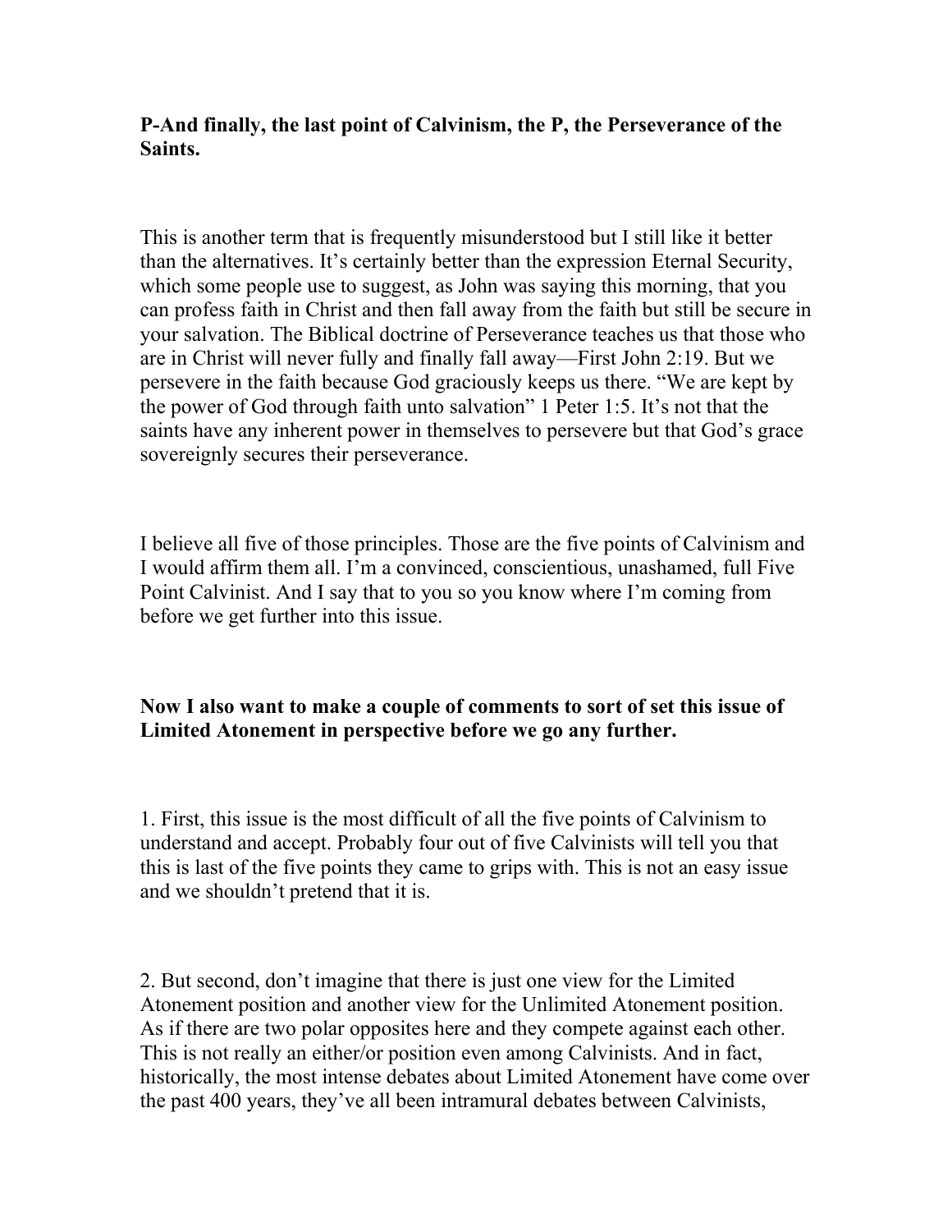**P-And finally, the last point of Calvinism, the P, the Perseverance of the Saints.**

This is another term that is frequently misunderstood but I still like it better than the alternatives. It's certainly better than the expression Eternal Security, which some people use to suggest, as John was saying this morning, that you can profess faith in Christ and then fall away from the faith but still be secure in your salvation. The Biblical doctrine of Perseverance teaches us that those who are in Christ will never fully and finally fall away—First John 2:19. But we persevere in the faith because God graciously keeps us there. "We are kept by the power of God through faith unto salvation" 1 Peter 1:5. It's not that the saints have any inherent power in themselves to persevere but that God's grace sovereignly secures their perseverance.

I believe all five of those principles. Those are the five points of Calvinism and I would affirm them all. I'm a convinced, conscientious, unashamed, full Five Point Calvinist. And I say that to you so you know where I'm coming from before we get further into this issue.

**Now I also want to make a couple of comments to sort of set this issue of Limited Atonement in perspective before we go any further.**

1. First, this issue is the most difficult of all the five points of Calvinism to understand and accept. Probably four out of five Calvinists will tell you that this is last of the five points they came to grips with. This is not an easy issue and we shouldn't pretend that it is.

2. But second, don't imagine that there is just one view for the Limited Atonement position and another view for the Unlimited Atonement position. As if there are two polar opposites here and they compete against each other. This is not really an either/or position even among Calvinists. And in fact, historically, the most intense debates about Limited Atonement have come over the past 400 years, they've all been intramural debates between Calvinists,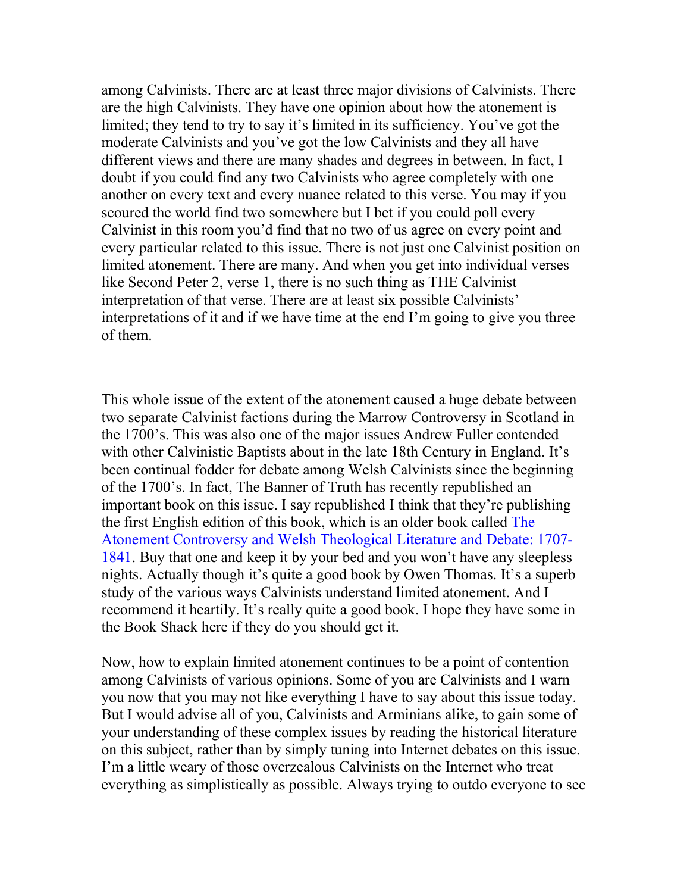among Calvinists. There are at least three major divisions of Calvinists. There are the high Calvinists. They have one opinion about how the atonement is limited; they tend to try to say it's limited in its sufficiency. You've got the moderate Calvinists and you've got the low Calvinists and they all have different views and there are many shades and degrees in between. In fact, I doubt if you could find any two Calvinists who agree completely with one another on every text and every nuance related to this verse. You may if you scoured the world find two somewhere but I bet if you could poll every Calvinist in this room you'd find that no two of us agree on every point and every particular related to this issue. There is not just one Calvinist position on limited atonement. There are many. And when you get into individual verses like Second Peter 2, verse 1, there is no such thing as THE Calvinist interpretation of that verse. There are at least six possible Calvinists' interpretations of it and if we have time at the end I'm going to give you three of them.

This whole issue of the extent of the atonement caused a huge debate between two separate Calvinist factions during the Marrow Controversy in Scotland in the 1700's. This was also one of the major issues Andrew Fuller contended with other Calvinistic Baptists about in the late 18th Century in England. It's been continual fodder for debate among Welsh Calvinists since the beginning of the 1700's. In fact, The Banner of Truth has recently republished an important book on this issue. I say republished I think that they're publishing the first English edition of this book, which is an older book called The Atonement Controversy and Welsh Theological Literature and Debate: 1707-1841. Buy that one and keep it by your bed and you won't have any sleepless nights. Actually though it's quite a good book by Owen Thomas. It's a superb study of the various ways Calvinists understand limited atonement. And I recommend it heartily. It's really quite a good book. I hope they have some in the Book Shack here if they do you should get it.

Now, how to explain limited atonement continues to be a point of contention among Calvinists of various opinions. Some of you are Calvinists and I warn you now that you may not like everything I have to say about this issue today. But I would advise all of you, Calvinists and Arminians alike, to gain some of your understanding of these complex issues by reading the historical literature on this subject, rather than by simply tuning into Internet debates on this issue. I'm a little weary of those overzealous Calvinists on the Internet who treat everything as simplistically as possible. Always trying to outdo everyone to see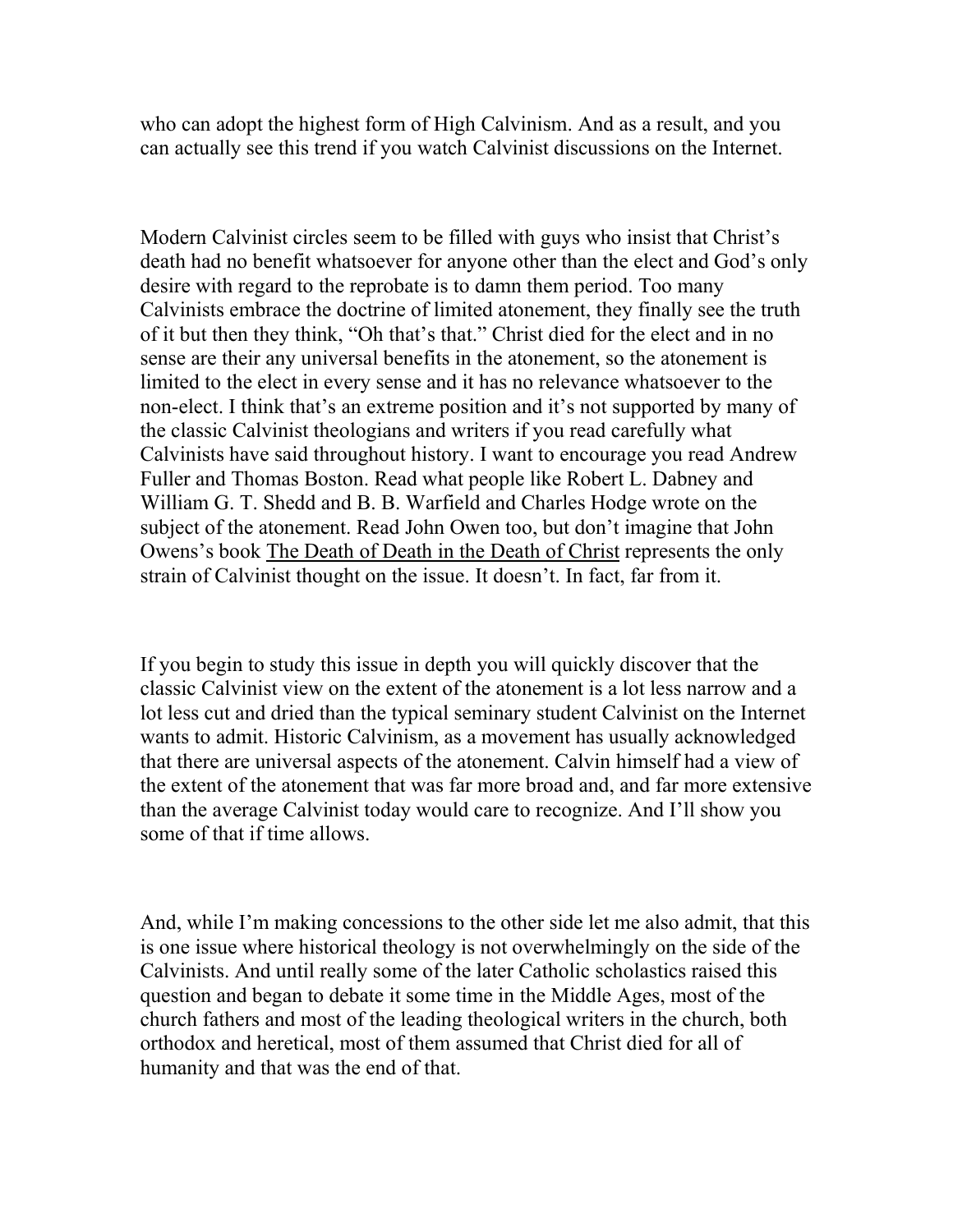who can adopt the highest form of High Calvinism. And as a result, and you can actually see this trend if you watch Calvinist discussions on the Internet.

Modern Calvinist circles seem to be filled with guys who insist that Christ's death had no benefit whatsoever for anyone other than the elect and God's only desire with regard to the reprobate is to damn them period. Too many Calvinists embrace the doctrine of limited atonement, they finally see the truth of it but then they think, "Oh that's that." Christ died for the elect and in no sense are their any universal benefits in the atonement, so the atonement is limited to the elect in every sense and it has no relevance whatsoever to the non-elect. I think that's an extreme position and it's not supported by many of the classic Calvinist theologians and writers if you read carefully what Calvinists have said throughout history. I want to encourage you read Andrew Fuller and Thomas Boston. Read what people like Robert L. Dabney and William G. T. Shedd and B. B. Warfield and Charles Hodge wrote on the subject of the atonement. Read John Owen too, but don't imagine that John Owens's book <u>The Death of Death in the Death of Christ</u> represents the only strain of Calvinist thought on the issue. It doesn't. In fact, far from it.

If you begin to study this issue in depth you will quickly discover that the classic Calvinist view on the extent of the atonement is a lot less narrow and a lot less cut and dried than the typical seminary student Calvinist on the Internet wants to admit. Historic Calvinism, as a movement has usually acknowledged that there are universal aspects of the atonement. Calvin himself had a view of the extent of the atonement that was far more broad and, and far more extensive than the average Calvinist today would care to recognize. And I'll show you some of that if time allows.

And, while I'm making concessions to the other side let me also admit, that this is one issue where historical theology is not overwhelmingly on the side of the Calvinists. And until really some of the later Catholic scholastics raised this question and began to debate it some time in the Middle Ages, most of the church fathers and most of the leading theological writers in the church, both orthodox and heretical, most of them assumed that Christ died for all of humanity and that was the end of that.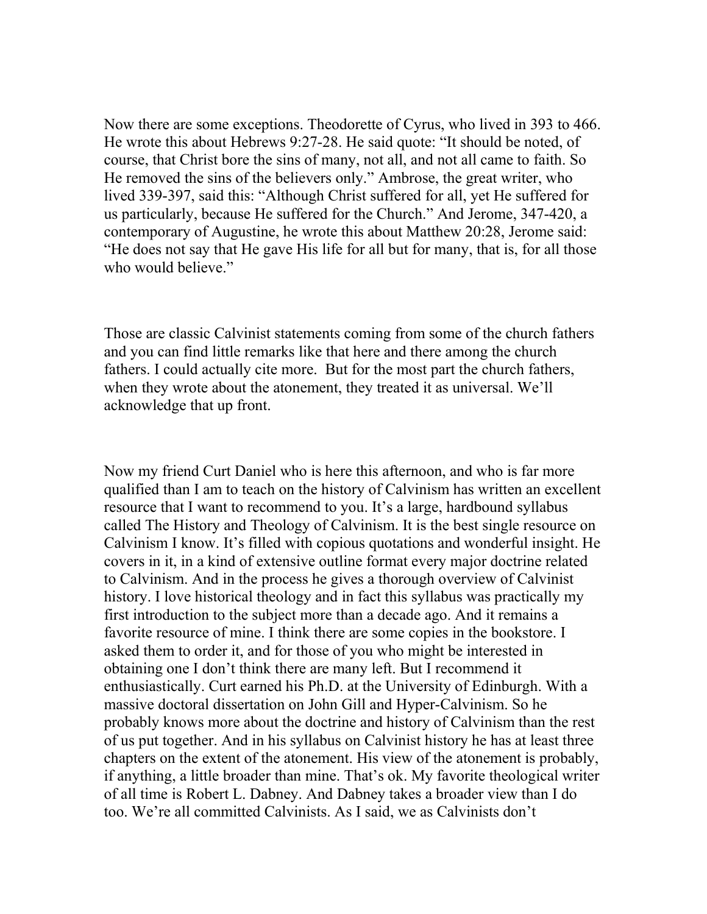Now there are some exceptions. Theodorette of Cyrus, who lived in 393 to 466. He wrote this about Hebrews 9:27-28. He said quote: "It should be noted, of course, that Christ bore the sins of many, not all, and not all came to faith. So He removed the sins of the believers only." Ambrose, the great writer, who lived 339-397, said this: "Although Christ suffered for all, yet He suffered for us particularly, because He suffered for the Church." And Jerome, 347-420, a contemporary of Augustine, he wrote this about Matthew 20:28, Jerome said: "He does not say that He gave His life for all but for many, that is, for all those who would believe."

Those are classic Calvinist statements coming from some of the church fathers and you can find little remarks like that here and there among the church fathers. I could actually cite more. But for the most part the church fathers, when they wrote about the atonement, they treated it as universal. We'll acknowledge that up front.

Now my friend Curt Daniel who is here this afternoon, and who is far more qualified than I am to teach on the history of Calvinism has written an excellent resource that I want to recommend to you. It's a large, hardbound syllabus called The History and Theology of Calvinism. It is the best single resource on Calvinism I know. It's filled with copious quotations and wonderful insight. He covers in it, in a kind of extensive outline format every major doctrine related to Calvinism. And in the process he gives a thorough overview of Calvinist history. I love historical theology and in fact this syllabus was practically my first introduction to the subject more than a decade ago. And it remains a favorite resource of mine. I think there are some copies in the bookstore. I asked them to order it, and for those of you who might be interested in obtaining one I don't think there are many left. But I recommend it enthusiastically. Curt earned his Ph.D. at the University of Edinburgh. With a massive doctoral dissertation on John Gill and Hyper-Calvinism. So he probably knows more about the doctrine and history of Calvinism than the rest of us put together. And in his syllabus on Calvinist history he has at least three chapters on the extent of the atonement. His view of the atonement is probably, if anything, a little broader than mine. That's ok. My favorite theological writer of all time is Robert L. Dabney. And Dabney takes a broader view than I do too. We're all committed Calvinists. As I said, we as Calvinists don't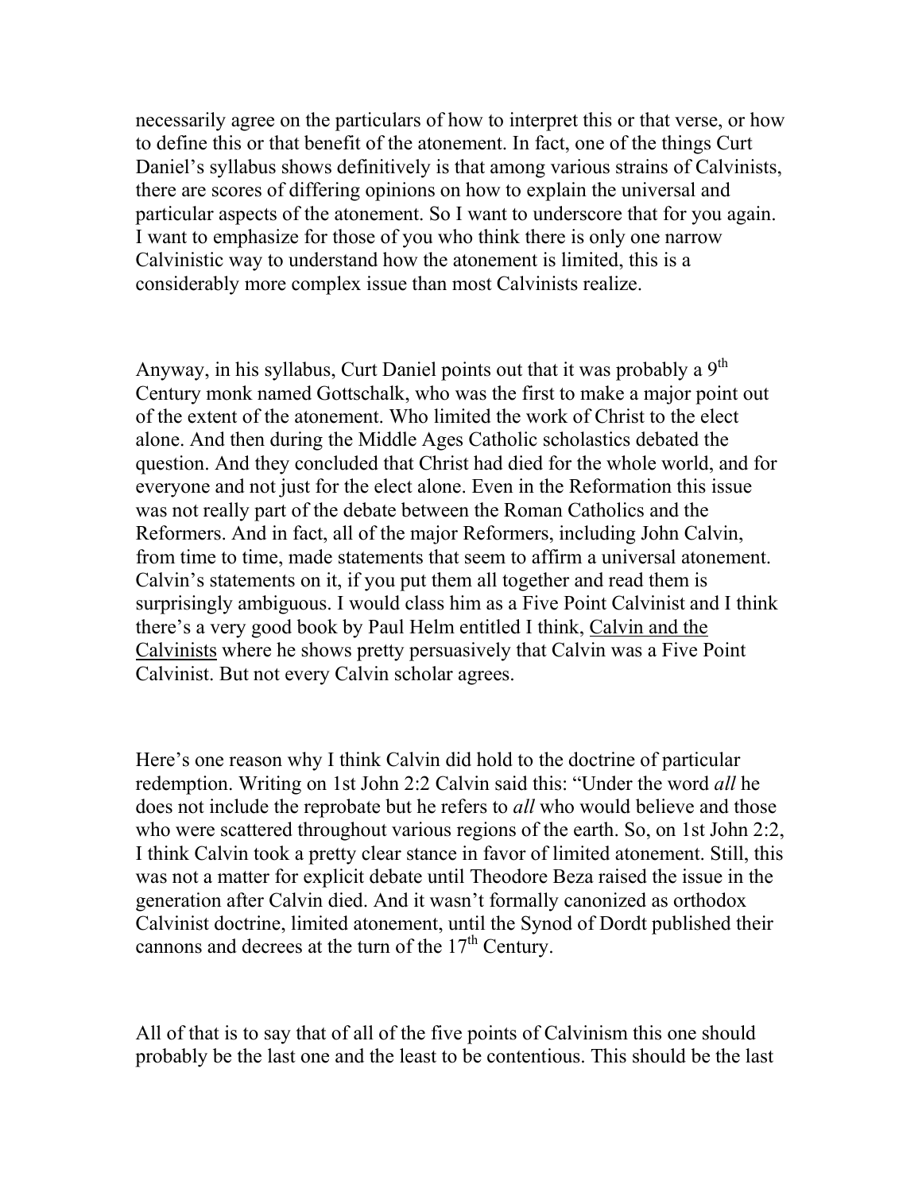necessarily agree on the particulars of how to interpret this or that verse, or how to define this or that benefit of the atonement. In fact, one of the things Curt Daniel's syllabus shows definitively is that among various strains of Calvinists, there are scores of differing opinions on how to explain the universal and particular aspects of the atonement. So I want to underscore that for you again. I want to emphasize for those of you who think there is only one narrow Calvinistic way to understand how the atonement is limited, this is a considerably more complex issue than most Calvinists realize.

Anyway, in his syllabus, Curt Daniel points out that it was probably a 9th Century monk named Gottschalk, who was the first to make a major point out of the extent of the atonement. Who limited the work of Christ to the elect alone. And then during the Middle Ages Catholic scholastics debated the question. And they concluded that Christ had died for the whole world, and for everyone and not just for the elect alone. Even in the Reformation this issue was not really part of the debate between the Roman Catholics and the Reformers. And in fact, all of the major Reformers, including John Calvin, from time to time, made statements that seem to affirm a universal atonement. Calvin's statements on it, if you put them all together and read them is surprisingly ambiguous. I would class him as a Five Point Calvinist and I think there's a very good book by Paul Helm entitled I think, Calvin and the Calvinists where he shows pretty persuasively that Calvin was a Five Point Calvinist. But not every Calvin scholar agrees.

Here's one reason why I think Calvin did hold to the doctrine of particular redemption. Writing on 1st John 2:2 Calvin said this: "Under the word *all* he does not include the reprobate but he refers to *all* who would believe and those who were scattered throughout various regions of the earth. So, on 1st John 2:2, I think Calvin took a pretty clear stance in favor of limited atonement. Still, this was not a matter for explicit debate until Theodore Beza raised the issue in the generation after Calvin died. And it wasn't formally canonized as orthodox Calvinist doctrine, limited atonement, until the Synod of Dordt published their cannons and decrees at the turn of the 17th Century.

All of that is to say that of all of the five points of Calvinism this one should probably be the last one and the least to be contentious. This should be the last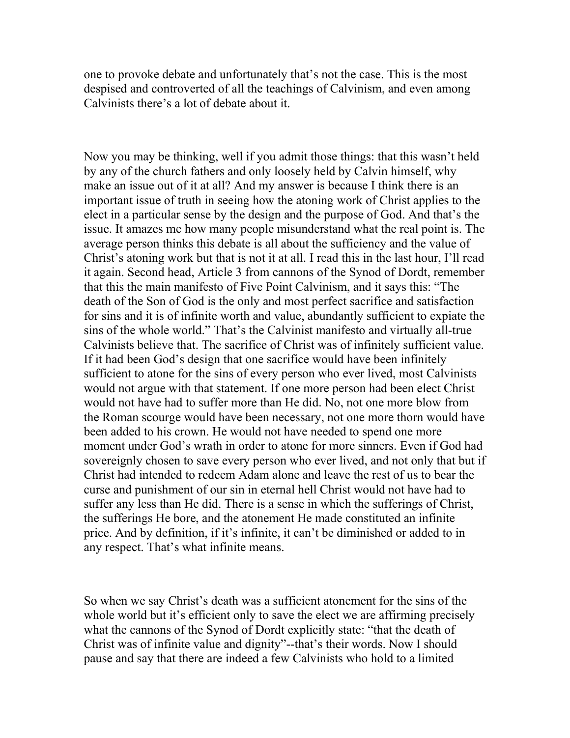one to provoke debate and unfortunately that's not the case. This is the most despised and controverted of all the teachings of Calvinism, and even among Calvinists there's a lot of debate about it.

Now you may be thinking, well if you admit those things: that this wasn't held by any of the church fathers and only loosely held by Calvin himself, why make an issue out of it at all? And my answer is because I think there is an important issue of truth in seeing how the atoning work of Christ applies to the elect in a particular sense by the design and the purpose of God. And that's the issue. It amazes me how many people misunderstand what the real point is. The average person thinks this debate is all about the sufficiency and the value of Christ's atoning work but that is not it at all. I read this in the last hour, I'll read it again. Second head, Article 3 from cannons of the Synod of Dordt, remember that this the main manifesto of Five Point Calvinism, and it says this: "The death of the Son of God is the only and most perfect sacrifice and satisfaction for sins and it is of infinite worth and value, abundantly sufficient to expiate the sins of the whole world." That's the Calvinist manifesto and virtually all-true Calvinists believe that. The sacrifice of Christ was of infinitely sufficient value. If it had been God's design that one sacrifice would have been infinitely sufficient to atone for the sins of every person who ever lived, most Calvinists would not argue with that statement. If one more person had been elect Christ would not have had to suffer more than He did. No, not one more blow from the Roman scourge would have been necessary, not one more thorn would have been added to his crown. He would not have needed to spend one more moment under God's wrath in order to atone for more sinners. Even if God had sovereignly chosen to save every person who ever lived, and not only that but if Christ had intended to redeem Adam alone and leave the rest of us to bear the curse and punishment of our sin in eternal hell Christ would not have had to suffer any less than He did. There is a sense in which the sufferings of Christ, the sufferings He bore, and the atonement He made constituted an infinite price. And by definition, if it's infinite, it can't be diminished or added to in any respect. That's what infinite means.

So when we say Christ's death was a sufficient atonement for the sins of the whole world but it's efficient only to save the elect we are affirming precisely what the cannons of the Synod of Dordt explicitly state: "that the death of Christ was of infinite value and dignity"--that's their words. Now I should pause and say that there are indeed a few Calvinists who hold to a limited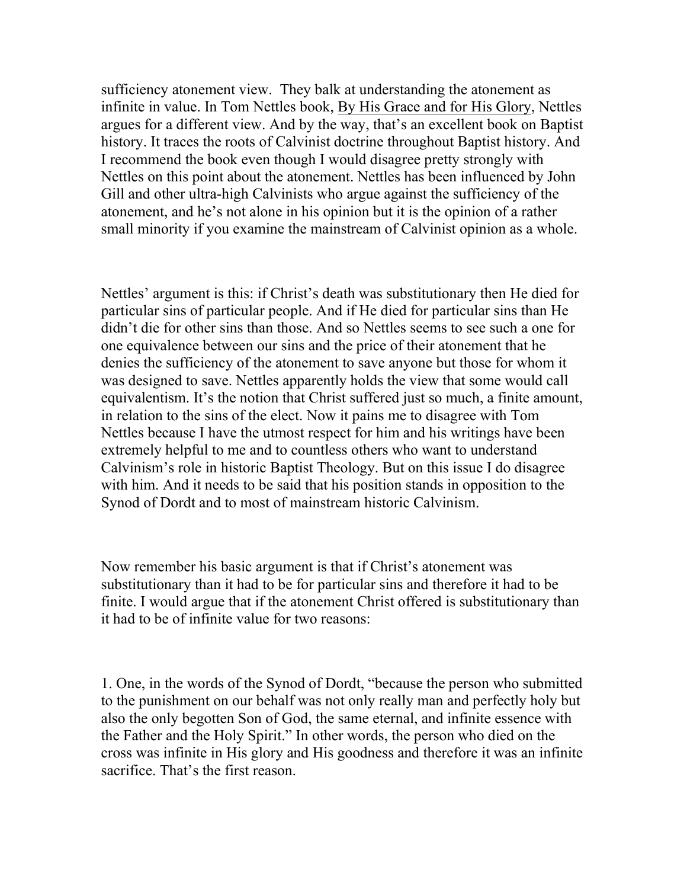sufficiency atonement view. They balk at understanding the atonement as infinite in value. In Tom Nettles book, By His Grace and for His Glory, Nettles argues for a different view. And by the way, that's an excellent book on Baptist history. It traces the roots of Calvinist doctrine throughout Baptist history. And I recommend the book even though I would disagree pretty strongly with Nettles on this point about the atonement. Nettles has been influenced by John Gill and other ultra-high Calvinists who argue against the sufficiency of the atonement, and he's not alone in his opinion but it is the opinion of a rather small minority if you examine the mainstream of Calvinist opinion as a whole.

Nettles' argument is this: if Christ's death was substitutionary then He died for particular sins of particular people. And if He died for particular sins than He didn't die for other sins than those. And so Nettles seems to see such a one for one equivalence between our sins and the price of their atonement that he denies the sufficiency of the atonement to save anyone but those for whom it was designed to save. Nettles apparently holds the view that some would call equivalentism. It's the notion that Christ suffered just so much, a finite amount, in relation to the sins of the elect. Now it pains me to disagree with Tom Nettles because I have the utmost respect for him and his writings have been extremely helpful to me and to countless others who want to understand Calvinism's role in historic Baptist Theology. But on this issue I do disagree with him. And it needs to be said that his position stands in opposition to the Synod of Dordt and to most of mainstream historic Calvinism.

Now remember his basic argument is that if Christ's atonement was substitutionary than it had to be for particular sins and therefore it had to be finite. I would argue that if the atonement Christ offered is substitutionary than it had to be of infinite value for two reasons:

1. One, in the words of the Synod of Dordt, "because the person who submitted to the punishment on our behalf was not only really man and perfectly holy but also the only begotten Son of God, the same eternal, and infinite essence with the Father and the Holy Spirit." In other words, the person who died on the cross was infinite in His glory and His goodness and therefore it was an infinite sacrifice. That's the first reason.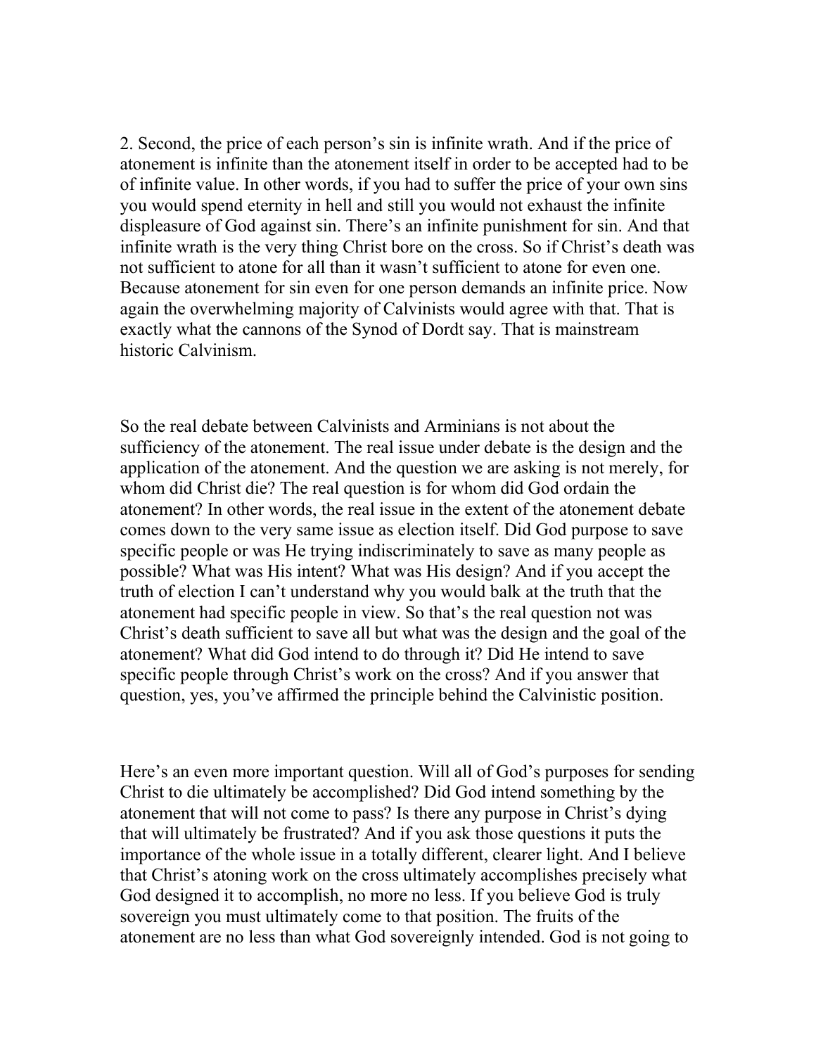2. Second, the price of each person's sin is infinite wrath. And if the price of atonement is infinite than the atonement itself in order to be accepted had to be of infinite value. In other words, if you had to suffer the price of your own sins you would spend eternity in hell and still you would not exhaust the infinite displeasure of God against sin. There's an infinite punishment for sin. And that infinite wrath is the very thing Christ bore on the cross. So if Christ's death was not sufficient to atone for all than it wasn't sufficient to atone for even one. Because atonement for sin even for one person demands an infinite price. Now again the overwhelming majority of Calvinists would agree with that. That is exactly what the cannons of the Synod of Dordt say. That is mainstream historic Calvinism.

So the real debate between Calvinists and Arminians is not about the sufficiency of the atonement. The real issue under debate is the design and the application of the atonement. And the question we are asking is not merely, for whom did Christ die? The real question is for whom did God ordain the atonement? In other words, the real issue in the extent of the atonement debate comes down to the very same issue as election itself. Did God purpose to save specific people or was He trying indiscriminately to save as many people as possible? What was His intent? What was His design? And if you accept the truth of election I can't understand why you would balk at the truth that the atonement had specific people in view. So that's the real question not was Christ's death sufficient to save all but what was the design and the goal of the atonement? What did God intend to do through it? Did He intend to save specific people through Christ's work on the cross? And if you answer that question, yes, you've affirmed the principle behind the Calvinistic position.

Here's an even more important question. Will all of God's purposes for sending Christ to die ultimately be accomplished? Did God intend something by the atonement that will not come to pass? Is there any purpose in Christ's dying that will ultimately be frustrated? And if you ask those questions it puts the importance of the whole issue in a totally different, clearer light. And I believe that Christ's atoning work on the cross ultimately accomplishes precisely what God designed it to accomplish, no more no less. If you believe God is truly sovereign you must ultimately come to that position. The fruits of the atonement are no less than what God sovereignly intended. God is not going to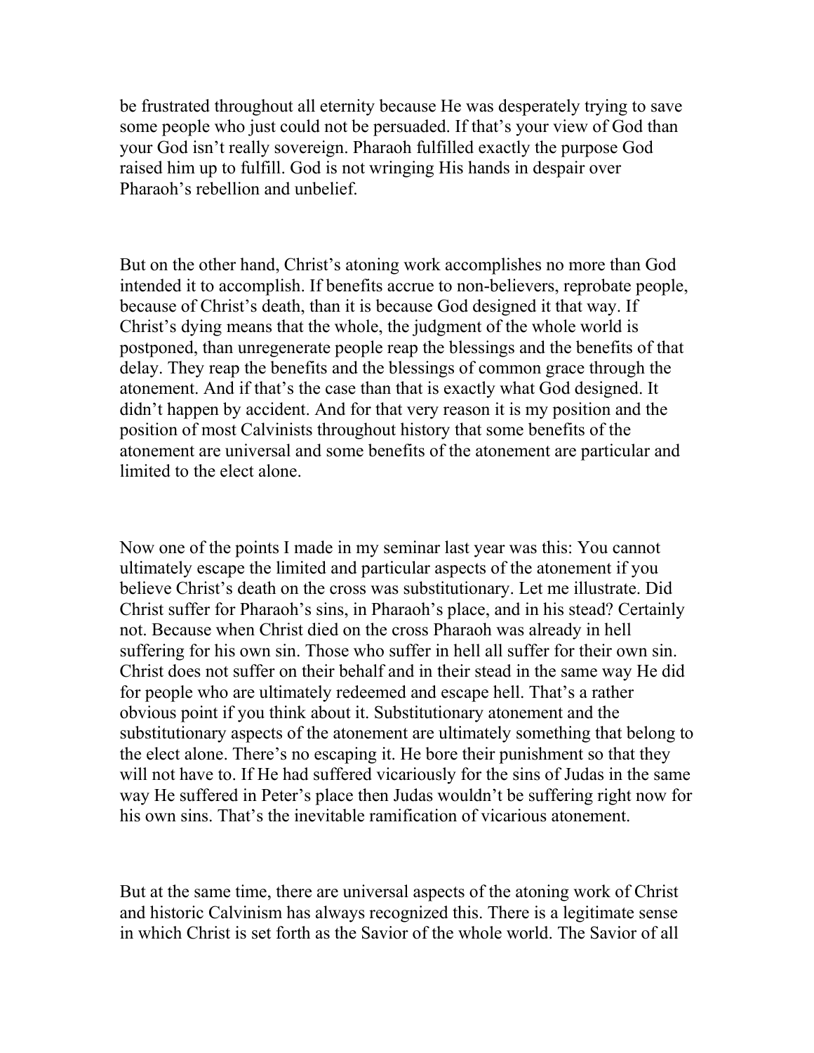be frustrated throughout all eternity because He was desperately trying to save some people who just could not be persuaded. If that's your view of God than your God isn't really sovereign. Pharaoh fulfilled exactly the purpose God raised him up to fulfill. God is not wringing His hands in despair over Pharaoh's rebellion and unbelief.

But on the other hand, Christ's atoning work accomplishes no more than God intended it to accomplish. If benefits accrue to non-believers, reprobate people, because of Christ's death, than it is because God designed it that way. If Christ's dying means that the whole, the judgment of the whole world is postponed, than unregenerate people reap the blessings and the benefits of that delay. They reap the benefits and the blessings of common grace through the atonement. And if that's the case than that is exactly what God designed. It didn't happen by accident. And for that very reason it is my position and the position of most Calvinists throughout history that some benefits of the atonement are universal and some benefits of the atonement are particular and limited to the elect alone.

Now one of the points I made in my seminar last year was this: You cannot ultimately escape the limited and particular aspects of the atonement if you believe Christ's death on the cross was substitutionary. Let me illustrate. Did Christ suffer for Pharaoh's sins, in Pharaoh's place, and in his stead? Certainly not. Because when Christ died on the cross Pharaoh was already in hell suffering for his own sin. Those who suffer in hell all suffer for their own sin. Christ does not suffer on their behalf and in their stead in the same way He did for people who are ultimately redeemed and escape hell. That's a rather obvious point if you think about it. Substitutionary atonement and the substitutionary aspects of the atonement are ultimately something that belong to the elect alone. There's no escaping it. He bore their punishment so that they will not have to. If He had suffered vicariously for the sins of Judas in the same way He suffered in Peter's place then Judas wouldn't be suffering right now for his own sins. That's the inevitable ramification of vicarious atonement.

But at the same time, there are universal aspects of the atoning work of Christ and historic Calvinism has always recognized this. There is a legitimate sense in which Christ is set forth as the Savior of the whole world. The Savior of all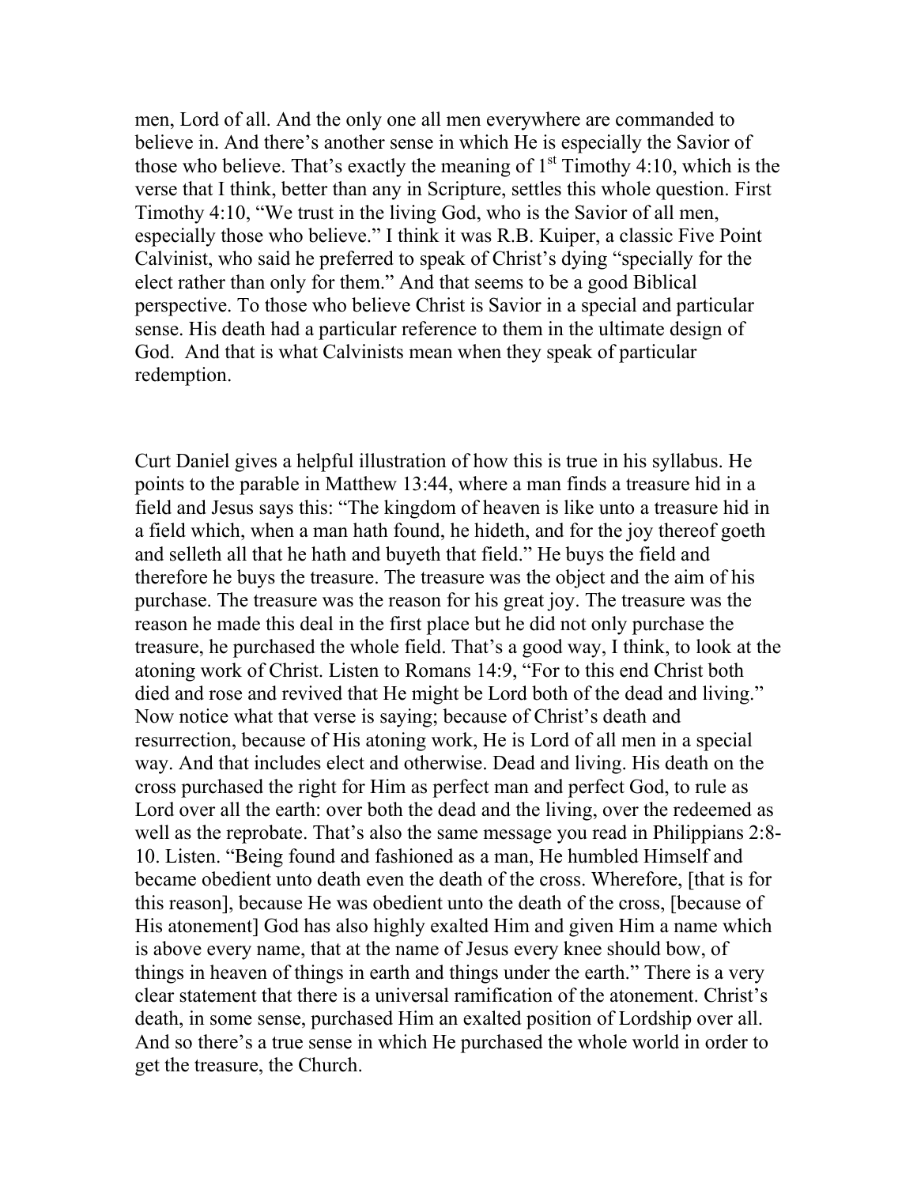men, Lord of all. And the only one all men everywhere are commanded to believe in. And there's another sense in which He is especially the Savior of those who believe. That's exactly the meaning of 1st Timothy 4:10, which is the verse that I think, better than any in Scripture, settles this whole question. First Timothy 4:10, "We trust in the living God, who is the Savior of all men, especially those who believe." I think it was R.B. Kuiper, a classic Five Point Calvinist, who said he preferred to speak of Christ's dying "specially for the elect rather than only for them." And that seems to be a good Biblical perspective. To those who believe Christ is Savior in a special and particular sense. His death had a particular reference to them in the ultimate design of God. And that is what Calvinists mean when they speak of particular redemption.

Curt Daniel gives a helpful illustration of how this is true in his syllabus. He points to the parable in Matthew 13:44, where a man finds a treasure hid in a field and Jesus says this: "The kingdom of heaven is like unto a treasure hid in a field which, when a man hath found, he hideth, and for the joy thereof goeth and selleth all that he hath and buyeth that field." He buys the field and therefore he buys the treasure. The treasure was the object and the aim of his purchase. The treasure was the reason for his great joy. The treasure was the reason he made this deal in the first place but he did not only purchase the treasure, he purchased the whole field. That's a good way, I think, to look at the atoning work of Christ. Listen to Romans 14:9, "For to this end Christ both died and rose and revived that He might be Lord both of the dead and living." Now notice what that verse is saying; because of Christ's death and resurrection, because of His atoning work, He is Lord of all men in a special way. And that includes elect and otherwise. Dead and living. His death on the cross purchased the right for Him as perfect man and perfect God, to rule as Lord over all the earth: over both the dead and the living, over the redeemed as well as the reprobate. That's also the same message you read in Philippians 2:8-10. Listen. "Being found and fashioned as a man, He humbled Himself and became obedient unto death even the death of the cross. Wherefore, [that is for this reason], because He was obedient unto the death of the cross, [because of His atonement] God has also highly exalted Him and given Him a name which is above every name, that at the name of Jesus every knee should bow, of things in heaven of things in earth and things under the earth." There is a very clear statement that there is a universal ramification of the atonement. Christ's death, in some sense, purchased Him an exalted position of Lordship over all. And so there's a true sense in which He purchased the whole world in order to get the treasure, the Church.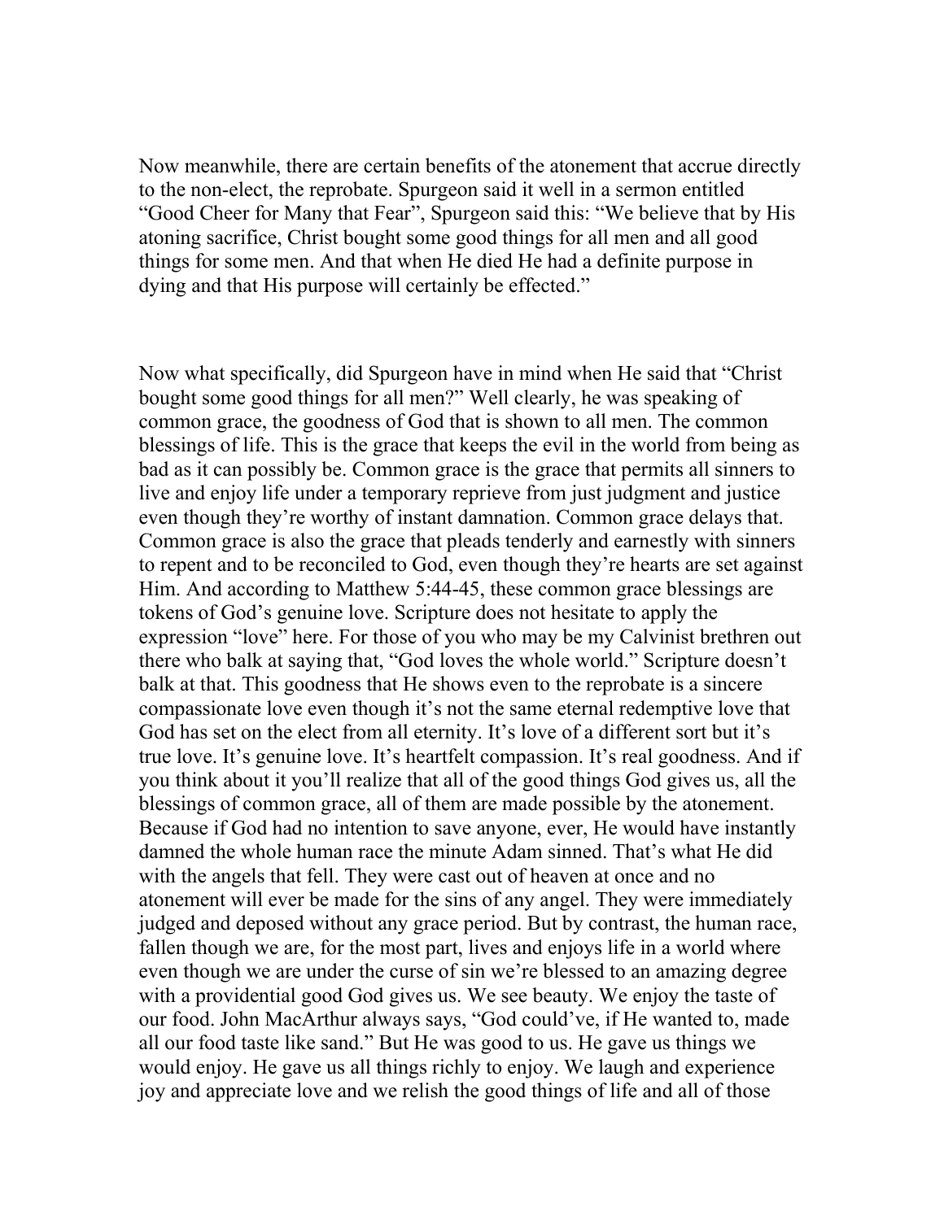Now meanwhile, there are certain benefits of the atonement that accrue directly to the non-elect, the reprobate. Spurgeon said it well in a sermon entitled "Good Cheer for Many that Fear", Spurgeon said this: "We believe that by His atoning sacrifice, Christ bought some good things for all men and all good things for some men. And that when He died He had a definite purpose in dying and that His purpose will certainly be effected."

Now what specifically, did Spurgeon have in mind when He said that "Christ bought some good things for all men?" Well clearly, he was speaking of common grace, the goodness of God that is shown to all men. The common blessings of life. This is the grace that keeps the evil in the world from being as bad as it can possibly be. Common grace is the grace that permits all sinners to live and enjoy life under a temporary reprieve from just judgment and justice even though they're worthy of instant damnation. Common grace delays that. Common grace is also the grace that pleads tenderly and earnestly with sinners to repent and to be reconciled to God, even though they're hearts are set against Him. And according to Matthew 5:44-45, these common grace blessings are tokens of God's genuine love. Scripture does not hesitate to apply the expression "love" here. For those of you who may be my Calvinist brethren out there who balk at saying that, "God loves the whole world." Scripture doesn't balk at that. This goodness that He shows even to the reprobate is a sincere compassionate love even though it's not the same eternal redemptive love that God has set on the elect from all eternity. It's love of a different sort but it's true love. It's genuine love. It's heartfelt compassion. It's real goodness. And if you think about it you'll realize that all of the good things God gives us, all the blessings of common grace, all of them are made possible by the atonement. Because if God had no intention to save anyone, ever, He would have instantly damned the whole human race the minute Adam sinned. That's what He did with the angels that fell. They were cast out of heaven at once and no atonement will ever be made for the sins of any angel. They were immediately judged and deposed without any grace period. But by contrast, the human race, fallen though we are, for the most part, lives and enjoys life in a world where even though we are under the curse of sin we're blessed to an amazing degree with a providential good God gives us. We see beauty. We enjoy the taste of our food. John MacArthur always says, "God could've, if He wanted to, made all our food taste like sand." But He was good to us. He gave us things we would enjoy. He gave us all things richly to enjoy. We laugh and experience joy and appreciate love and we relish the good things of life and all of those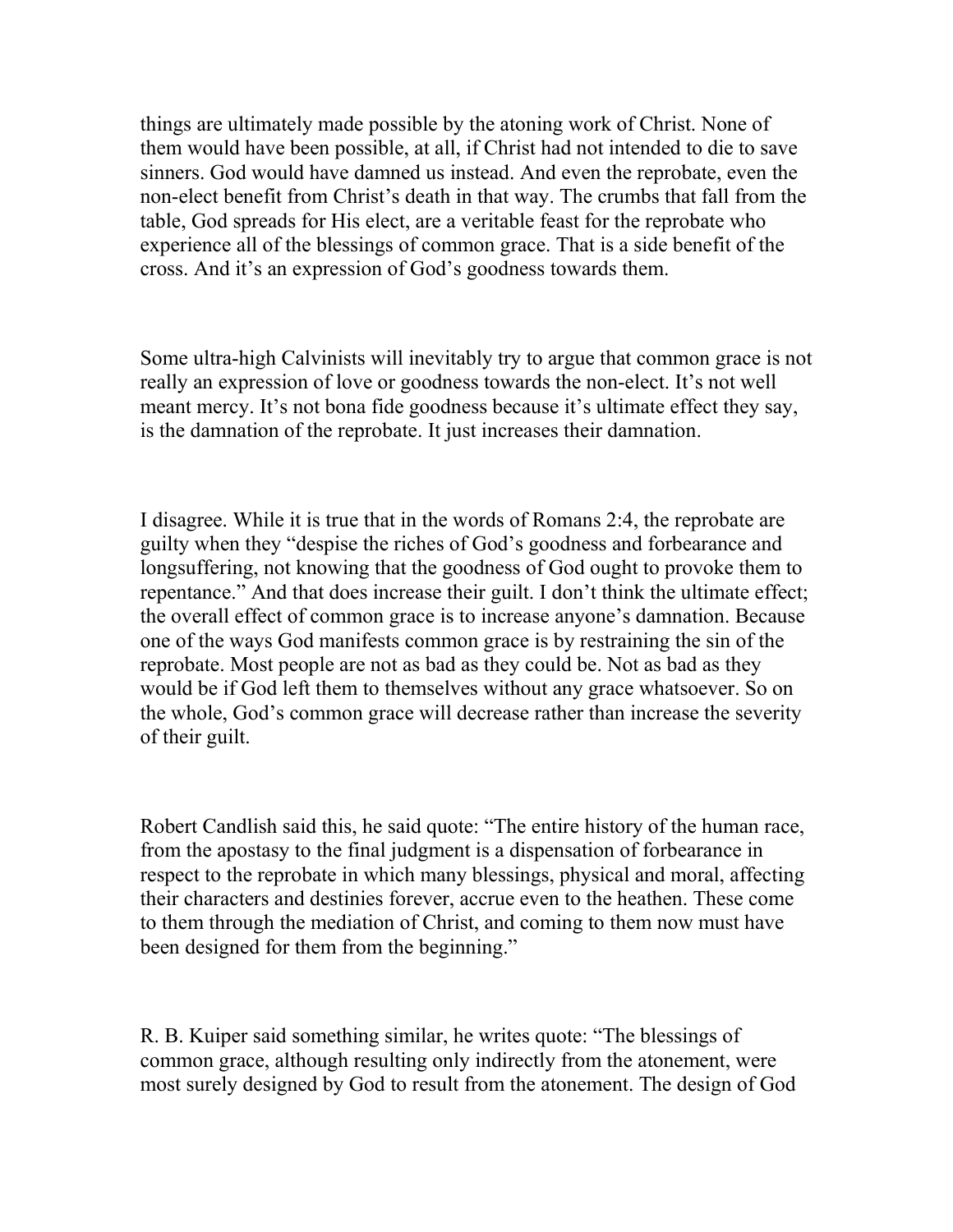things are ultimately made possible by the atoning work of Christ. None of them would have been possible, at all, if Christ had not intended to die to save sinners. God would have damned us instead. And even the reprobate, even the non-elect benefit from Christ's death in that way. The crumbs that fall from the table, God spreads for His elect, are a veritable feast for the reprobate who experience all of the blessings of common grace. That is a side benefit of the cross. And it's an expression of God's goodness towards them.

Some ultra-high Calvinists will inevitably try to argue that common grace is not really an expression of love or goodness towards the non-elect. It's not well meant mercy. It's not bona fide goodness because it's ultimate effect they say, is the damnation of the reprobate. It just increases their damnation.

I disagree. While it is true that in the words of Romans 2:4, the reprobate are guilty when they "despise the riches of God's goodness and forbearance and longsuffering, not knowing that the goodness of God ought to provoke them to repentance." And that does increase their guilt. I don't think the ultimate effect; the overall effect of common grace is to increase anyone's damnation. Because one of the ways God manifests common grace is by restraining the sin of the reprobate. Most people are not as bad as they could be. Not as bad as they would be if God left them to themselves without any grace whatsoever. So on the whole, God's common grace will decrease rather than increase the severity of their guilt.

Robert Candlish said this, he said quote: "The entire history of the human race, from the apostasy to the final judgment is a dispensation of forbearance in respect to the reprobate in which many blessings, physical and moral, affecting their characters and destinies forever, accrue even to the heathen. These come to them through the mediation of Christ, and coming to them now must have been designed for them from the beginning."

R. B. Kuiper said something similar, he writes quote: "The blessings of common grace, although resulting only indirectly from the atonement, were most surely designed by God to result from the atonement. The design of God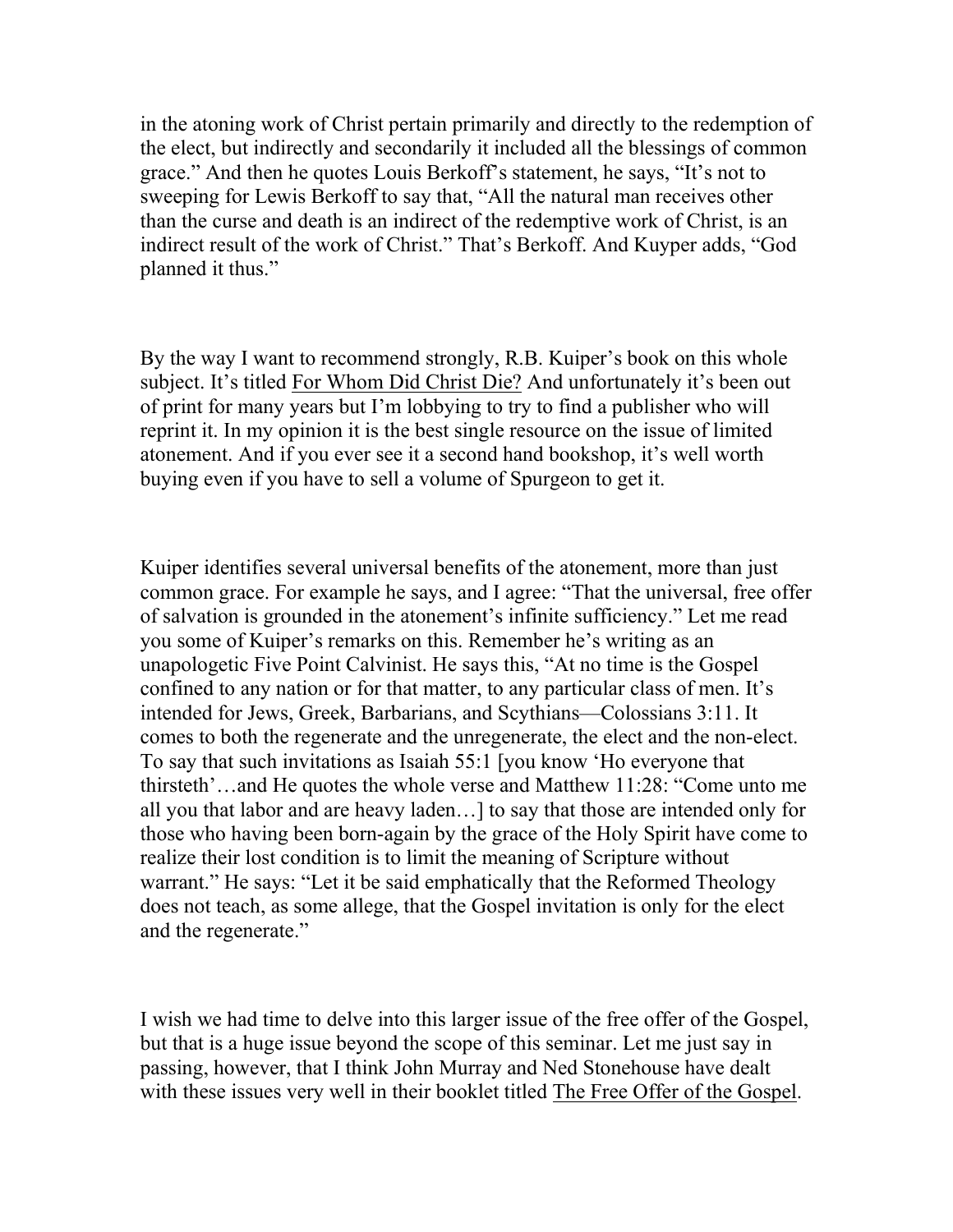in the atoning work of Christ pertain primarily and directly to the redemption of the elect, but indirectly and secondarily it included all the blessings of common grace." And then he quotes Louis Berkoff's statement, he says, "It's not to sweeping for Lewis Berkoff to say that, "All the natural man receives other than the curse and death is an indirect of the redemptive work of Christ, is an indirect result of the work of Christ." That's Berkoff. And Kuyper adds, "God planned it thus."

By the way I want to recommend strongly, R.B. Kuiper's book on this whole subject. It's titled For Whom Did Christ Die? And unfortunately it's been out of print for many years but I'm lobbying to try to find a publisher who will reprint it. In my opinion it is the best single resource on the issue of limited atonement. And if you ever see it a second hand bookshop, it's well worth buying even if you have to sell a volume of Spurgeon to get it.

Kuiper identifies several universal benefits of the atonement, more than just common grace. For example he says, and I agree: "That the universal, free offer of salvation is grounded in the atonement's infinite sufficiency." Let me read you some of Kuiper's remarks on this. Remember he's writing as an unapologetic Five Point Calvinist. He says this, "At no time is the Gospel confined to any nation or for that matter, to any particular class of men. It's intended for Jews, Greek, Barbarians, and Scythians—Colossians 3:11. It comes to both the regenerate and the unregenerate, the elect and the non-elect. To say that such invitations as Isaiah 55:1 [you know 'Ho everyone that thirsteth'…and He quotes the whole verse and Matthew 11:28: "Come unto me all you that labor and are heavy laden…] to say that those are intended only for those who having been born-again by the grace of the Holy Spirit have come to realize their lost condition is to limit the meaning of Scripture without warrant." He says: "Let it be said emphatically that the Reformed Theology does not teach, as some allege, that the Gospel invitation is only for the elect and the regenerate."

I wish we had time to delve into this larger issue of the free offer of the Gospel, but that is a huge issue beyond the scope of this seminar. Let me just say in passing, however, that I think John Murray and Ned Stonehouse have dealt with these issues very well in their booklet titled The Free Offer of the Gospel.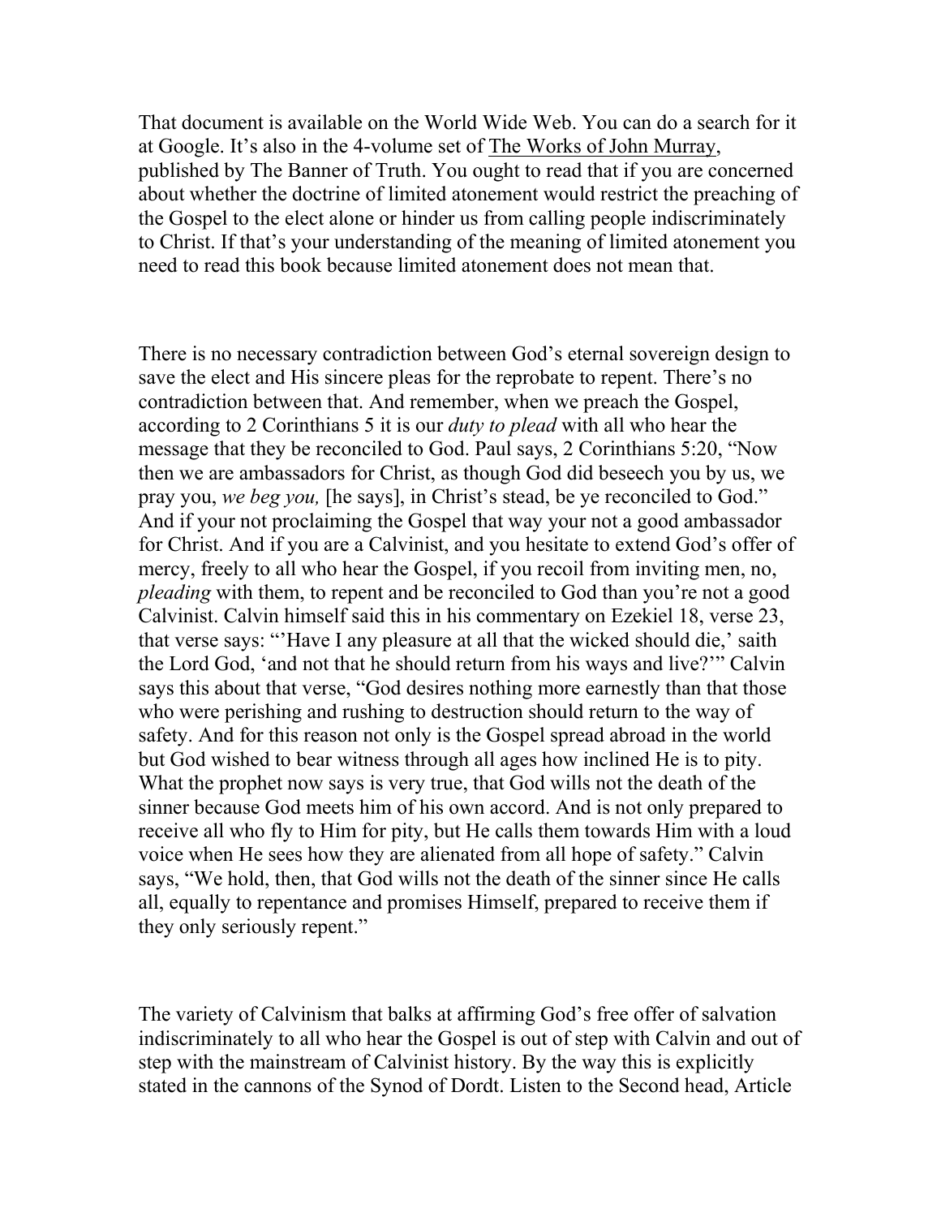That document is available on the World Wide Web. You can do a search for it at Google. It's also in the 4-volume set of The Works of John Murray, published by The Banner of Truth. You ought to read that if you are concerned about whether the doctrine of limited atonement would restrict the preaching of the Gospel to the elect alone or hinder us from calling people indiscriminately to Christ. If that's your understanding of the meaning of limited atonement you need to read this book because limited atonement does not mean that.

There is no necessary contradiction between God's eternal sovereign design to save the elect and His sincere pleas for the reprobate to repent. There's no contradiction between that. And remember, when we preach the Gospel, according to 2 Corinthians 5 it is our *duty to plead* with all who hear the message that they be reconciled to God. Paul says, 2 Corinthians 5:20, "Now then we are ambassadors for Christ, as though God did beseech you by us, we pray you, *we beg you,* [he says], in Christ's stead, be ye reconciled to God." And if your not proclaiming the Gospel that way your not a good ambassador for Christ. And if you are a Calvinist, and you hesitate to extend God's offer of mercy, freely to all who hear the Gospel, if you recoil from inviting men, no, *pleading* with them, to repent and be reconciled to God than you're not a good Calvinist. Calvin himself said this in his commentary on Ezekiel 18, verse 23, that verse says: "'Have I any pleasure at all that the wicked should die,' saith the Lord God, 'and not that he should return from his ways and live?'" Calvin says this about that verse, "God desires nothing more earnestly than that those who were perishing and rushing to destruction should return to the way of safety. And for this reason not only is the Gospel spread abroad in the world but God wished to bear witness through all ages how inclined He is to pity. What the prophet now says is very true, that God wills not the death of the sinner because God meets him of his own accord. And is not only prepared to receive all who fly to Him for pity, but He calls them towards Him with a loud voice when He sees how they are alienated from all hope of safety." Calvin says, "We hold, then, that God wills not the death of the sinner since He calls all, equally to repentance and promises Himself, prepared to receive them if they only seriously repent."

The variety of Calvinism that balks at affirming God's free offer of salvation indiscriminately to all who hear the Gospel is out of step with Calvin and out of step with the mainstream of Calvinist history. By the way this is explicitly stated in the cannons of the Synod of Dordt. Listen to the Second head, Article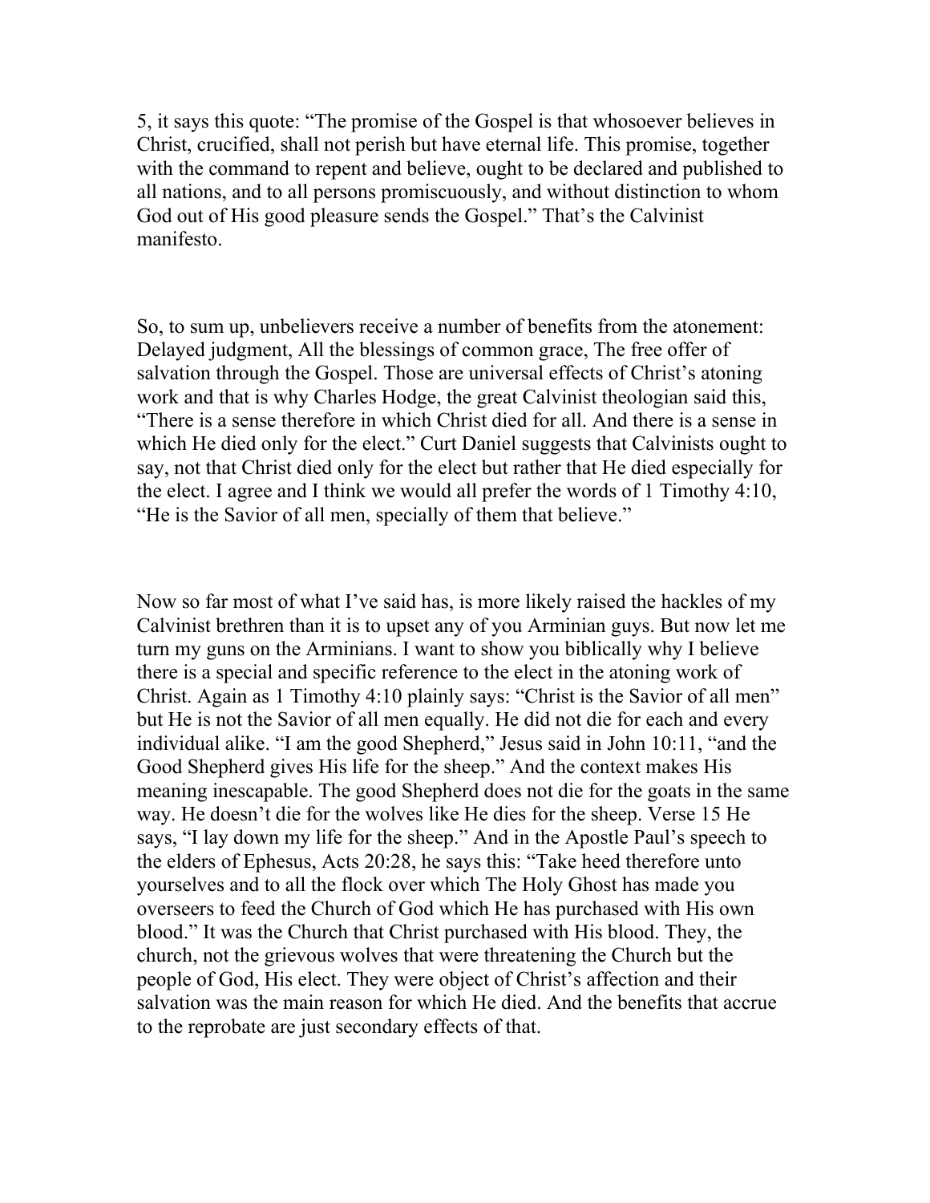5, it says this quote: "The promise of the Gospel is that whosoever believes in Christ, crucified, shall not perish but have eternal life. This promise, together with the command to repent and believe, ought to be declared and published to all nations, and to all persons promiscuously, and without distinction to whom God out of His good pleasure sends the Gospel." That's the Calvinist manifesto.

So, to sum up, unbelievers receive a number of benefits from the atonement: Delayed judgment, All the blessings of common grace, The free offer of salvation through the Gospel. Those are universal effects of Christ's atoning work and that is why Charles Hodge, the great Calvinist theologian said this, "There is a sense therefore in which Christ died for all. And there is a sense in which He died only for the elect." Curt Daniel suggests that Calvinists ought to say, not that Christ died only for the elect but rather that He died especially for the elect. I agree and I think we would all prefer the words of 1 Timothy 4:10, "He is the Savior of all men, specially of them that believe."

Now so far most of what I've said has, is more likely raised the hackles of my Calvinist brethren than it is to upset any of you Arminian guys. But now let me turn my guns on the Arminians. I want to show you biblically why I believe there is a special and specific reference to the elect in the atoning work of Christ. Again as 1 Timothy 4:10 plainly says: "Christ is the Savior of all men" but He is not the Savior of all men equally. He did not die for each and every individual alike. "I am the good Shepherd," Jesus said in John 10:11, "and the Good Shepherd gives His life for the sheep." And the context makes His meaning inescapable. The good Shepherd does not die for the goats in the same way. He doesn't die for the wolves like He dies for the sheep. Verse 15 He says, "I lay down my life for the sheep." And in the Apostle Paul's speech to the elders of Ephesus, Acts 20:28, he says this: "Take heed therefore unto yourselves and to all the flock over which The Holy Ghost has made you overseers to feed the Church of God which He has purchased with His own blood." It was the Church that Christ purchased with His blood. They, the church, not the grievous wolves that were threatening the Church but the people of God, His elect. They were object of Christ's affection and their salvation was the main reason for which He died. And the benefits that accrue to the reprobate are just secondary effects of that.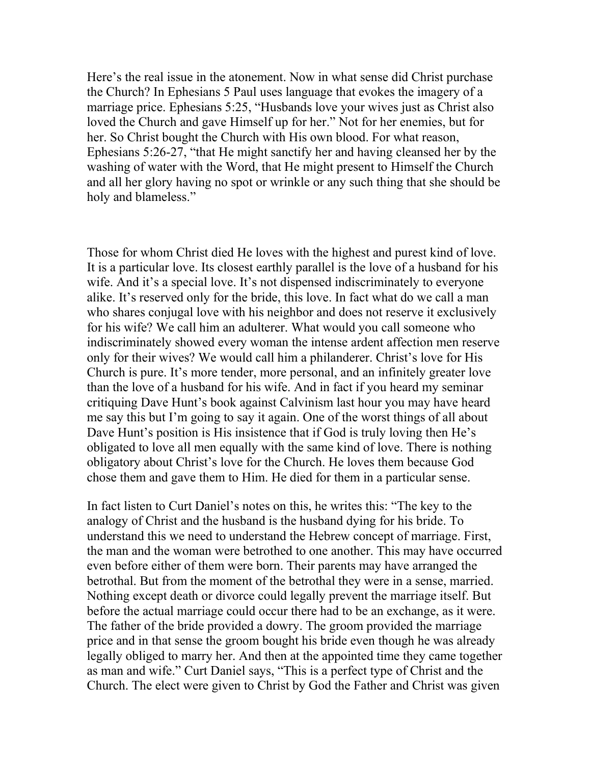Here's the real issue in the atonement. Now in what sense did Christ purchase the Church? In Ephesians 5 Paul uses language that evokes the imagery of a marriage price. Ephesians 5:25, "Husbands love your wives just as Christ also loved the Church and gave Himself up for her." Not for her enemies, but for her. So Christ bought the Church with His own blood. For what reason, Ephesians 5:26-27, "that He might sanctify her and having cleansed her by the washing of water with the Word, that He might present to Himself the Church and all her glory having no spot or wrinkle or any such thing that she should be holy and blameless."

Those for whom Christ died He loves with the highest and purest kind of love. It is a particular love. Its closest earthly parallel is the love of a husband for his wife. And it's a special love. It's not dispensed indiscriminately to everyone alike. It's reserved only for the bride, this love. In fact what do we call a man who shares conjugal love with his neighbor and does not reserve it exclusively for his wife? We call him an adulterer. What would you call someone who indiscriminately showed every woman the intense ardent affection men reserve only for their wives? We would call him a philanderer. Christ's love for His Church is pure. It's more tender, more personal, and an infinitely greater love than the love of a husband for his wife. And in fact if you heard my seminar critiquing Dave Hunt's book against Calvinism last hour you may have heard me say this but I'm going to say it again. One of the worst things of all about Dave Hunt's position is His insistence that if God is truly loving then He's obligated to love all men equally with the same kind of love. There is nothing obligatory about Christ's love for the Church. He loves them because God chose them and gave them to Him. He died for them in a particular sense.

In fact listen to Curt Daniel's notes on this, he writes this: "The key to the analogy of Christ and the husband is the husband dying for his bride. To understand this we need to understand the Hebrew concept of marriage. First, the man and the woman were betrothed to one another. This may have occurred even before either of them were born. Their parents may have arranged the betrothal. But from the moment of the betrothal they were in a sense, married. Nothing except death or divorce could legally prevent the marriage itself. But before the actual marriage could occur there had to be an exchange, as it were. The father of the bride provided a dowry. The groom provided the marriage price and in that sense the groom bought his bride even though he was already legally obliged to marry her. And then at the appointed time they came together as man and wife." Curt Daniel says, "This is a perfect type of Christ and the Church. The elect were given to Christ by God the Father and Christ was given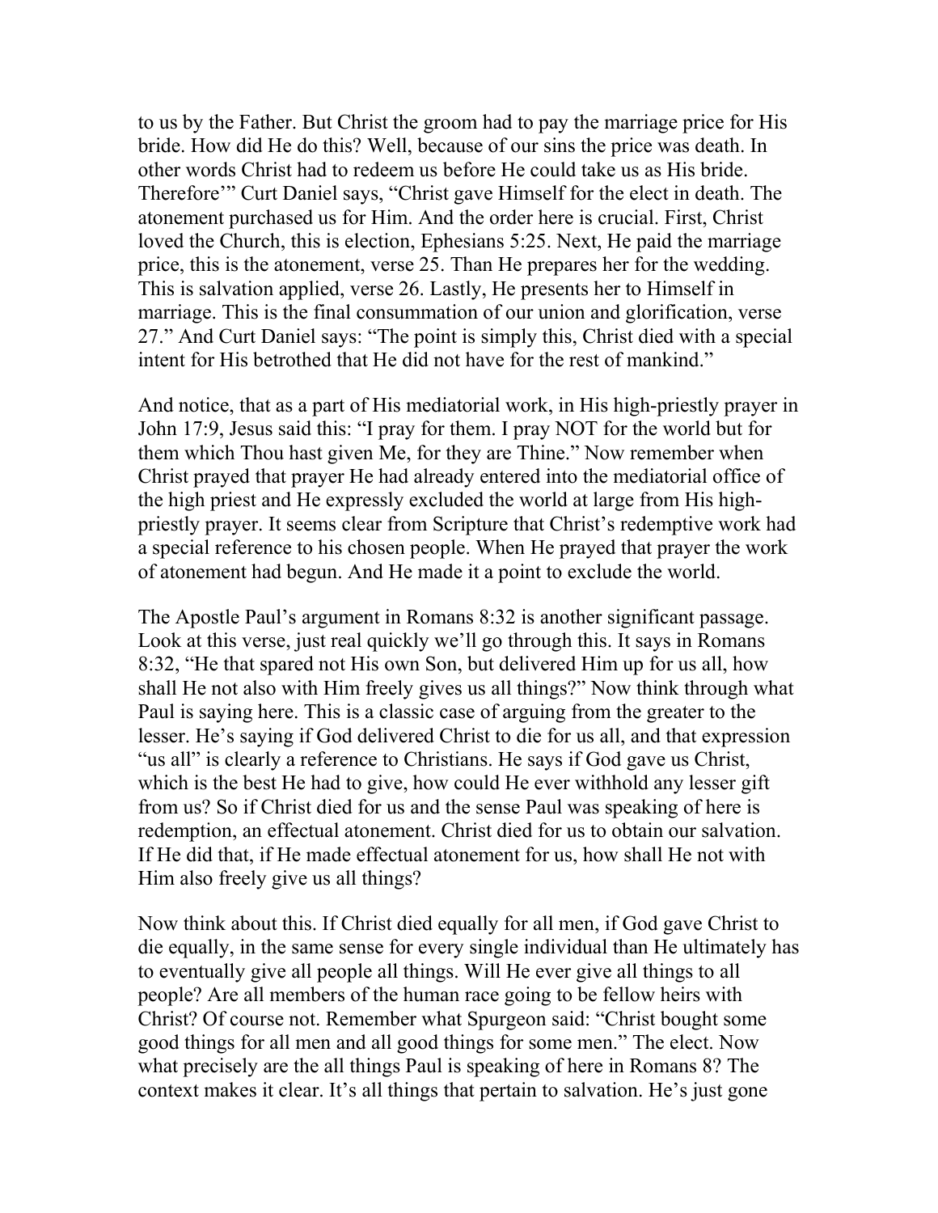to us by the Father. But Christ the groom had to pay the marriage price for His bride. How did He do this? Well, because of our sins the price was death. In other words Christ had to redeem us before He could take us as His bride. Therefore'" Curt Daniel says, "Christ gave Himself for the elect in death. The atonement purchased us for Him. And the order here is crucial. First, Christ loved the Church, this is election, Ephesians 5:25. Next, He paid the marriage price, this is the atonement, verse 25. Than He prepares her for the wedding. This is salvation applied, verse 26. Lastly, He presents her to Himself in marriage. This is the final consummation of our union and glorification, verse 27." And Curt Daniel says: "The point is simply this, Christ died with a special intent for His betrothed that He did not have for the rest of mankind."

And notice, that as a part of His mediatorial work, in His high-priestly prayer in John 17:9, Jesus said this: "I pray for them. I pray NOT for the world but for them which Thou hast given Me, for they are Thine." Now remember when Christ prayed that prayer He had already entered into the mediatorial office of the high priest and He expressly excluded the world at large from His high-priestly prayer. It seems clear from Scripture that Christ's redemptive work had a special reference to his chosen people. When He prayed that prayer the work of atonement had begun. And He made it a point to exclude the world.

The Apostle Paul's argument in Romans 8:32 is another significant passage. Look at this verse, just real quickly we'll go through this. It says in Romans 8:32, "He that spared not His own Son, but delivered Him up for us all, how shall He not also with Him freely gives us all things?" Now think through what Paul is saying here. This is a classic case of arguing from the greater to the lesser. He's saying if God delivered Christ to die for us all, and that expression "us all" is clearly a reference to Christians. He says if God gave us Christ, which is the best He had to give, how could He ever withhold any lesser gift from us? So if Christ died for us and the sense Paul was speaking of here is redemption, an effectual atonement. Christ died for us to obtain our salvation. If He did that, if He made effectual atonement for us, how shall He not with Him also freely give us all things?

Now think about this. If Christ died equally for all men, if God gave Christ to die equally, in the same sense for every single individual than He ultimately has to eventually give all people all things. Will He ever give all things to all people? Are all members of the human race going to be fellow heirs with Christ? Of course not. Remember what Spurgeon said: "Christ bought some good things for all men and all good things for some men." The elect. Now what precisely are the all things Paul is speaking of here in Romans 8? The context makes it clear. It's all things that pertain to salvation. He's just gone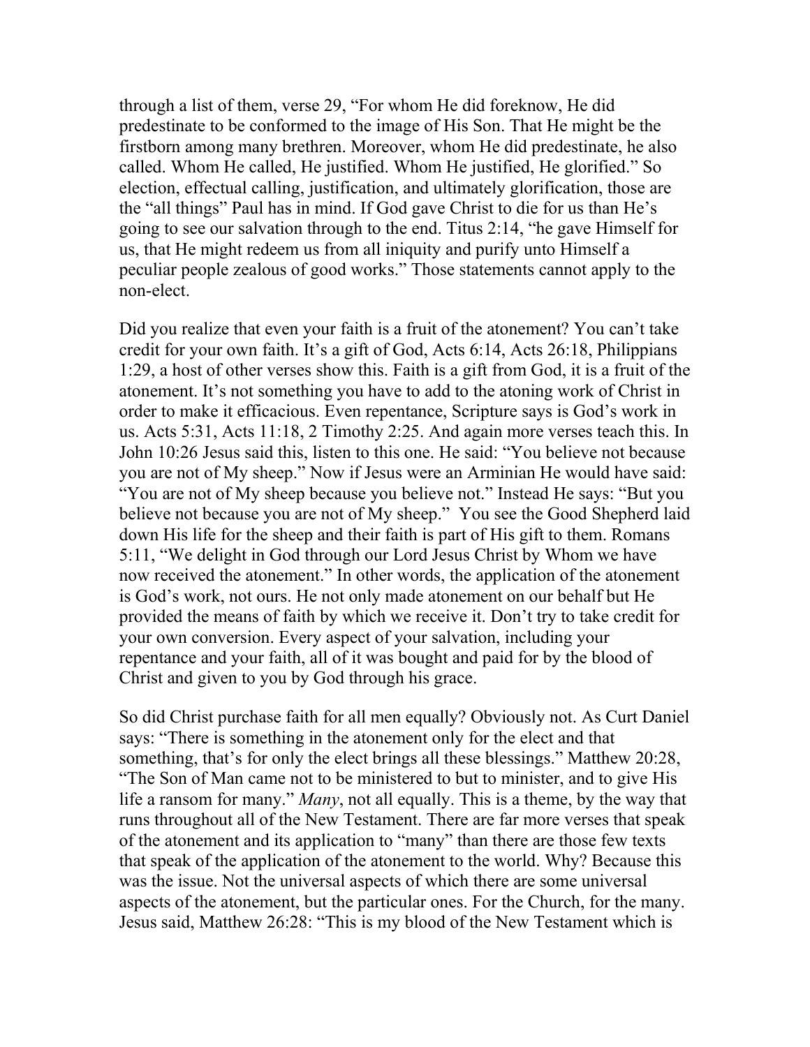through a list of them, verse 29, "For whom He did foreknow, He did predestinate to be conformed to the image of His Son. That He might be the firstborn among many brethren. Moreover, whom He did predestinate, he also called. Whom He called, He justified. Whom He justified, He glorified." So election, effectual calling, justification, and ultimately glorification, those are the "all things" Paul has in mind. If God gave Christ to die for us than He's going to see our salvation through to the end. Titus 2:14, "he gave Himself for us, that He might redeem us from all iniquity and purify unto Himself a peculiar people zealous of good works." Those statements cannot apply to the non-elect.

Did you realize that even your faith is a fruit of the atonement? You can't take credit for your own faith. It's a gift of God, Acts 6:14, Acts 26:18, Philippians 1:29, a host of other verses show this. Faith is a gift from God, it is a fruit of the atonement. It's not something you have to add to the atoning work of Christ in order to make it efficacious. Even repentance, Scripture says is God's work in us. Acts 5:31, Acts 11:18, 2 Timothy 2:25. And again more verses teach this. In John 10:26 Jesus said this, listen to this one. He said: "You believe not because you are not of My sheep." Now if Jesus were an Arminian He would have said: "You are not of My sheep because you believe not." Instead He says: "But you believe not because you are not of My sheep." You see the Good Shepherd laid down His life for the sheep and their faith is part of His gift to them. Romans 5:11, "We delight in God through our Lord Jesus Christ by Whom we have now received the atonement." In other words, the application of the atonement is God's work, not ours. He not only made atonement on our behalf but He provided the means of faith by which we receive it. Don't try to take credit for your own conversion. Every aspect of your salvation, including your repentance and your faith, all of it was bought and paid for by the blood of Christ and given to you by God through his grace.

So did Christ purchase faith for all men equally? Obviously not. As Curt Daniel says: "There is something in the atonement only for the elect and that something, that's for only the elect brings all these blessings." Matthew 20:28, "The Son of Man came not to be ministered to but to minister, and to give His life a ransom for many." *Many*, not all equally. This is a theme, by the way that runs throughout all of the New Testament. There are far more verses that speak of the atonement and its application to "many" than there are those few texts that speak of the application of the atonement to the world. Why? Because this was the issue. Not the universal aspects of which there are some universal aspects of the atonement, but the particular ones. For the Church, for the many. Jesus said, Matthew 26:28: "This is my blood of the New Testament which is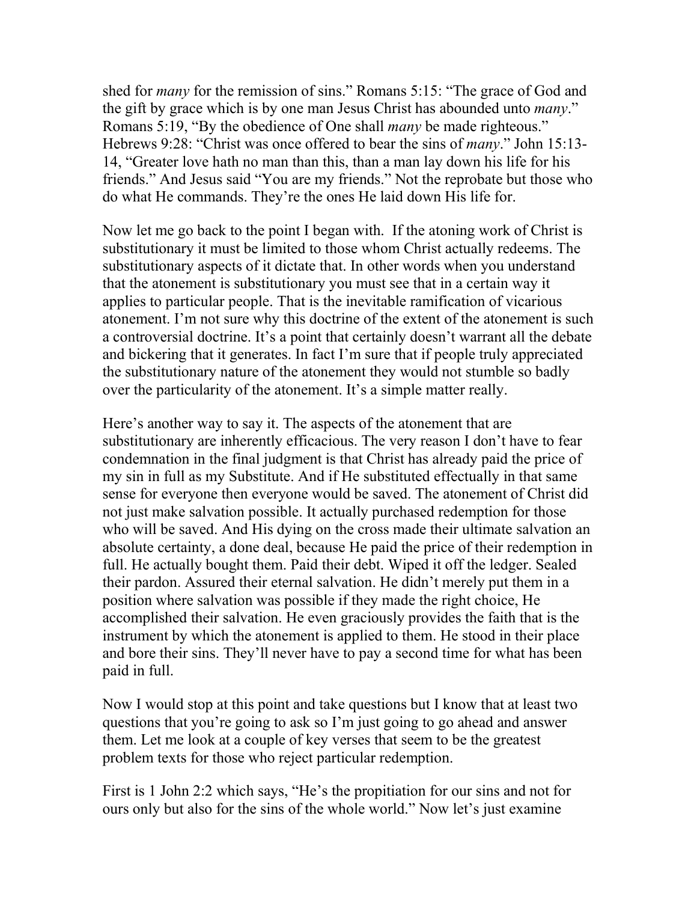shed for *many* for the remission of sins." Romans 5:15: "The grace of God and the gift by grace which is by one man Jesus Christ has abounded unto *many*." Romans 5:19, "By the obedience of One shall *many* be made righteous." Hebrews 9:28: "Christ was once offered to bear the sins of *many*." John 15:13-14, "Greater love hath no man than this, than a man lay down his life for his friends." And Jesus said "You are my friends." Not the reprobate but those who do what He commands. They're the ones He laid down His life for.

Now let me go back to the point I began with. If the atoning work of Christ is substitutionary it must be limited to those whom Christ actually redeems. The substitutionary aspects of it dictate that. In other words when you understand that the atonement is substitutionary you must see that in a certain way it applies to particular people. That is the inevitable ramification of vicarious atonement. I'm not sure why this doctrine of the extent of the atonement is such a controversial doctrine. It's a point that certainly doesn't warrant all the debate and bickering that it generates. In fact I'm sure that if people truly appreciated the substitutionary nature of the atonement they would not stumble so badly over the particularity of the atonement. It's a simple matter really.

Here's another way to say it. The aspects of the atonement that are substitutionary are inherently efficacious. The very reason I don't have to fear condemnation in the final judgment is that Christ has already paid the price of my sin in full as my Substitute. And if He substituted effectually in that same sense for everyone then everyone would be saved. The atonement of Christ did not just make salvation possible. It actually purchased redemption for those who will be saved. And His dying on the cross made their ultimate salvation an absolute certainty, a done deal, because He paid the price of their redemption in full. He actually bought them. Paid their debt. Wiped it off the ledger. Sealed their pardon. Assured their eternal salvation. He didn't merely put them in a position where salvation was possible if they made the right choice, He accomplished their salvation. He even graciously provides the faith that is the instrument by which the atonement is applied to them. He stood in their place and bore their sins. They'll never have to pay a second time for what has been paid in full.

Now I would stop at this point and take questions but I know that at least two questions that you're going to ask so I'm just going to go ahead and answer them. Let me look at a couple of key verses that seem to be the greatest problem texts for those who reject particular redemption.

First is 1 John 2:2 which says, "He's the propitiation for our sins and not for ours only but also for the sins of the whole world." Now let's just examine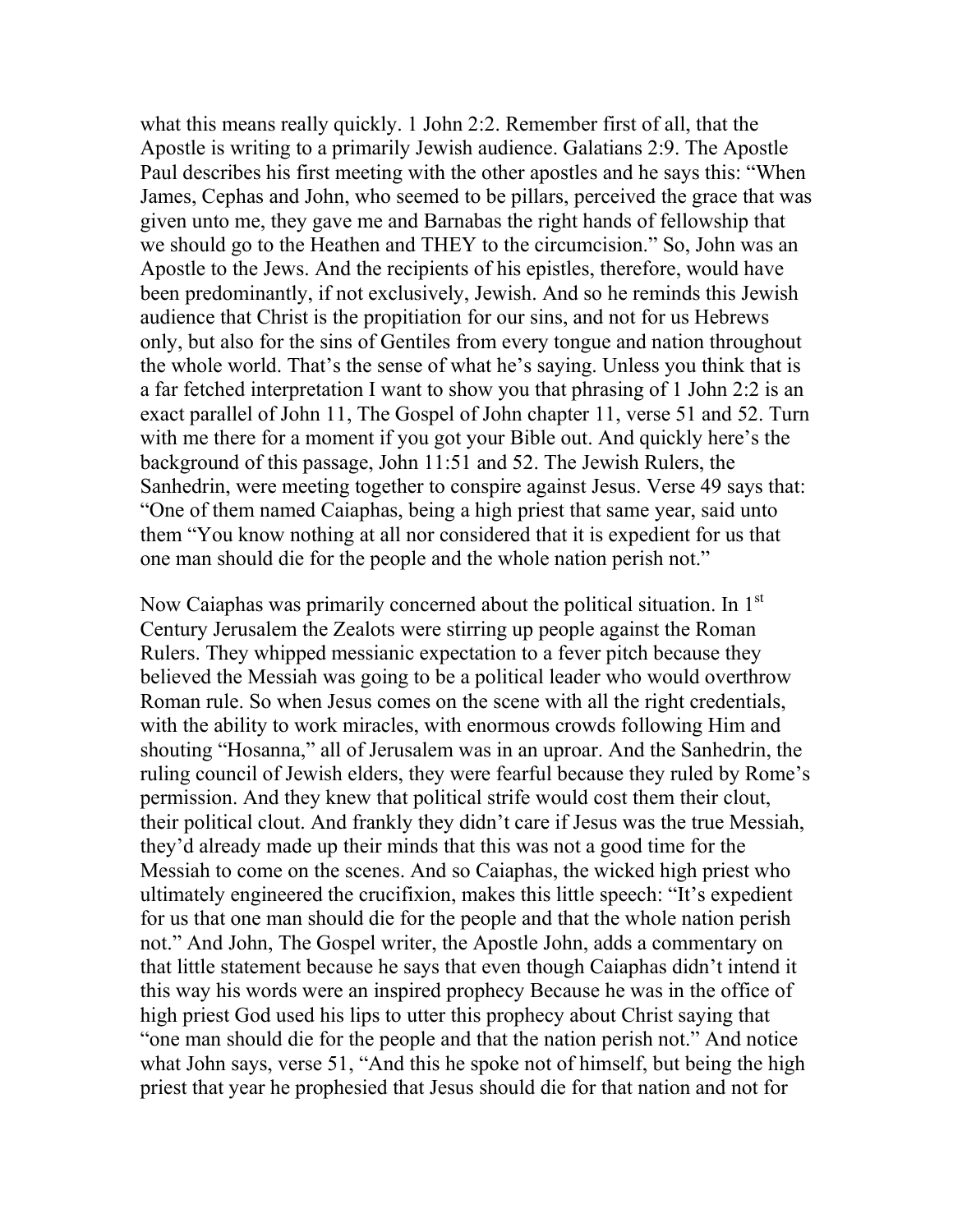what this means really quickly. 1 John 2:2. Remember first of all, that the Apostle is writing to a primarily Jewish audience. Galatians 2:9. The Apostle Paul describes his first meeting with the other apostles and he says this: "When James, Cephas and John, who seemed to be pillars, perceived the grace that was given unto me, they gave me and Barnabas the right hands of fellowship that we should go to the Heathen and THEY to the circumcision." So, John was an Apostle to the Jews. And the recipients of his epistles, therefore, would have been predominantly, if not exclusively, Jewish. And so he reminds this Jewish audience that Christ is the propitiation for our sins, and not for us Hebrews only, but also for the sins of Gentiles from every tongue and nation throughout the whole world. That's the sense of what he's saying. Unless you think that is a far fetched interpretation I want to show you that phrasing of 1 John 2:2 is an exact parallel of John 11, The Gospel of John chapter 11, verse 51 and 52. Turn with me there for a moment if you got your Bible out. And quickly here's the background of this passage, John 11:51 and 52. The Jewish Rulers, the Sanhedrin, were meeting together to conspire against Jesus. Verse 49 says that: "One of them named Caiaphas, being a high priest that same year, said unto them "You know nothing at all nor considered that it is expedient for us that one man should die for the people and the whole nation perish not."

Now Caiaphas was primarily concerned about the political situation. In 1st Century Jerusalem the Zealots were stirring up people against the Roman Rulers. They whipped messianic expectation to a fever pitch because they believed the Messiah was going to be a political leader who would overthrow Roman rule. So when Jesus comes on the scene with all the right credentials, with the ability to work miracles, with enormous crowds following Him and shouting "Hosanna," all of Jerusalem was in an uproar. And the Sanhedrin, the ruling council of Jewish elders, they were fearful because they ruled by Rome's permission. And they knew that political strife would cost them their clout, their political clout. And frankly they didn't care if Jesus was the true Messiah, they'd already made up their minds that this was not a good time for the Messiah to come on the scenes. And so Caiaphas, the wicked high priest who ultimately engineered the crucifixion, makes this little speech: "It's expedient for us that one man should die for the people and that the whole nation perish not." And John, The Gospel writer, the Apostle John, adds a commentary on that little statement because he says that even though Caiaphas didn't intend it this way his words were an inspired prophecy Because he was in the office of high priest God used his lips to utter this prophecy about Christ saying that "one man should die for the people and that the nation perish not." And notice what John says, verse 51, "And this he spoke not of himself, but being the high priest that year he prophesied that Jesus should die for that nation and not for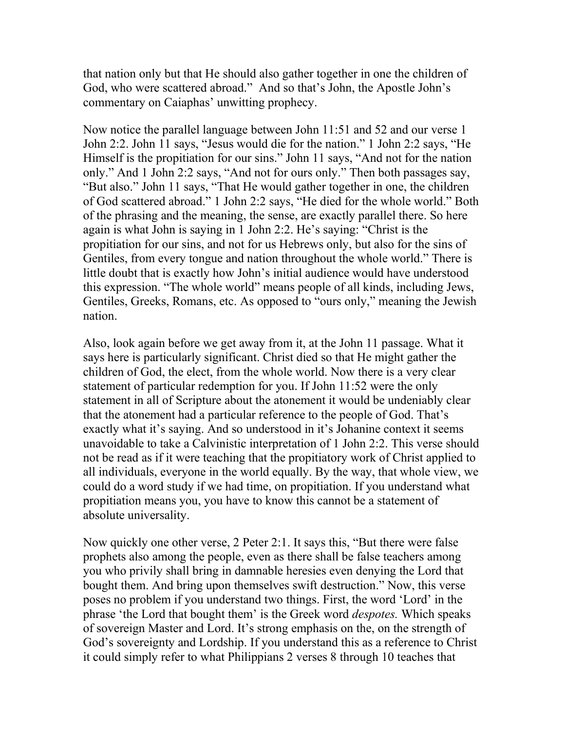that nation only but that He should also gather together in one the children of God, who were scattered abroad." And so that's John, the Apostle John's commentary on Caiaphas' unwitting prophecy.

Now notice the parallel language between John 11:51 and 52 and our verse 1 John 2:2. John 11 says, "Jesus would die for the nation." 1 John 2:2 says, "He Himself is the propitiation for our sins." John 11 says, "And not for the nation only." And 1 John 2:2 says, "And not for ours only." Then both passages say, "But also." John 11 says, "That He would gather together in one, the children of God scattered abroad." 1 John 2:2 says, "He died for the whole world." Both of the phrasing and the meaning, the sense, are exactly parallel there. So here again is what John is saying in 1 John 2:2. He's saying: "Christ is the propitiation for our sins, and not for us Hebrews only, but also for the sins of Gentiles, from every tongue and nation throughout the whole world." There is little doubt that is exactly how John's initial audience would have understood this expression. "The whole world" means people of all kinds, including Jews, Gentiles, Greeks, Romans, etc. As opposed to "ours only," meaning the Jewish nation.

Also, look again before we get away from it, at the John 11 passage. What it says here is particularly significant. Christ died so that He might gather the children of God, the elect, from the whole world. Now there is a very clear statement of particular redemption for you. If John 11:52 were the only statement in all of Scripture about the atonement it would be undeniably clear that the atonement had a particular reference to the people of God. That's exactly what it's saying. And so understood in it's Johanine context it seems unavoidable to take a Calvinistic interpretation of 1 John 2:2. This verse should not be read as if it were teaching that the propitiatory work of Christ applied to all individuals, everyone in the world equally. By the way, that whole view, we could do a word study if we had time, on propitiation. If you understand what propitiation means you, you have to know this cannot be a statement of absolute universality.

Now quickly one other verse, 2 Peter 2:1. It says this, "But there were false prophets also among the people, even as there shall be false teachers among you who privily shall bring in damnable heresies even denying the Lord that bought them. And bring upon themselves swift destruction." Now, this verse poses no problem if you understand two things. First, the word 'Lord' in the phrase 'the Lord that bought them' is the Greek word *despotes.* Which speaks of sovereign Master and Lord. It's strong emphasis on the, on the strength of God's sovereignty and Lordship. If you understand this as a reference to Christ it could simply refer to what Philippians 2 verses 8 through 10 teaches that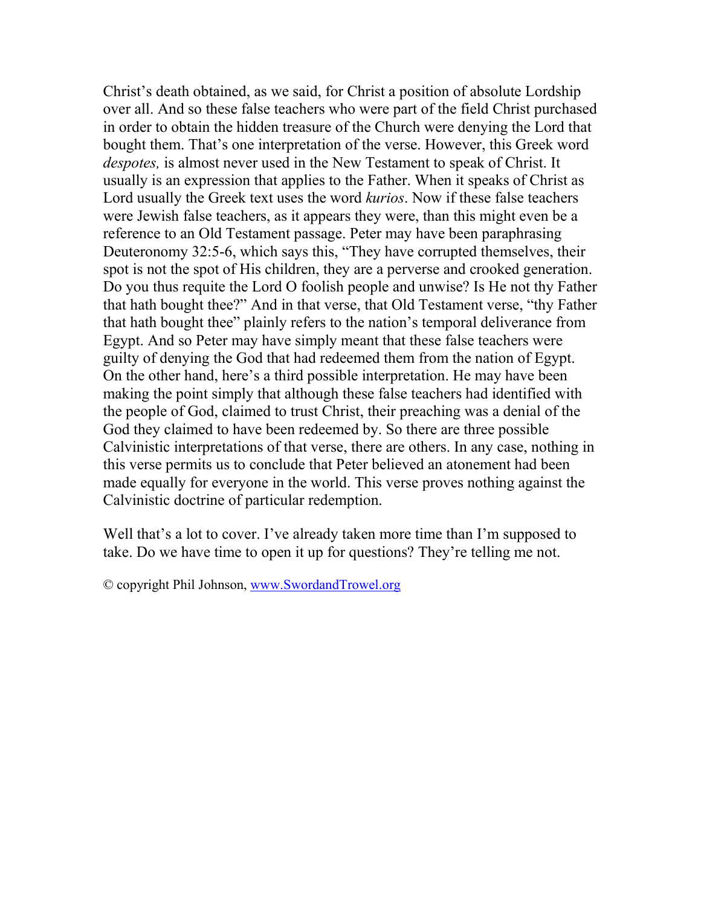Christ's death obtained, as we said, for Christ a position of absolute Lordship over all. And so these false teachers who were part of the field Christ purchased in order to obtain the hidden treasure of the Church were denying the Lord that bought them. That's one interpretation of the verse. However, this Greek word *despotes,* is almost never used in the New Testament to speak of Christ. It usually is an expression that applies to the Father. When it speaks of Christ as Lord usually the Greek text uses the word *kurios*. Now if these false teachers were Jewish false teachers, as it appears they were, than this might even be a reference to an Old Testament passage. Peter may have been paraphrasing Deuteronomy 32:5-6, which says this, "They have corrupted themselves, their spot is not the spot of His children, they are a perverse and crooked generation. Do you thus requite the Lord O foolish people and unwise? Is He not thy Father that hath bought thee?" And in that verse, that Old Testament verse, "thy Father that hath bought thee" plainly refers to the nation's temporal deliverance from Egypt. And so Peter may have simply meant that these false teachers were guilty of denying the God that had redeemed them from the nation of Egypt. On the other hand, here's a third possible interpretation. He may have been making the point simply that although these false teachers had identified with the people of God, claimed to trust Christ, their preaching was a denial of the God they claimed to have been redeemed by. So there are three possible Calvinistic interpretations of that verse, there are others. In any case, nothing in this verse permits us to conclude that Peter believed an atonement had been made equally for everyone in the world. This verse proves nothing against the Calvinistic doctrine of particular redemption.

Well that's a lot to cover. I've already taken more time than I'm supposed to take. Do we have time to open it up for questions? They're telling me not.

© copyright Phil Johnson, www.SwordandTrowel.org